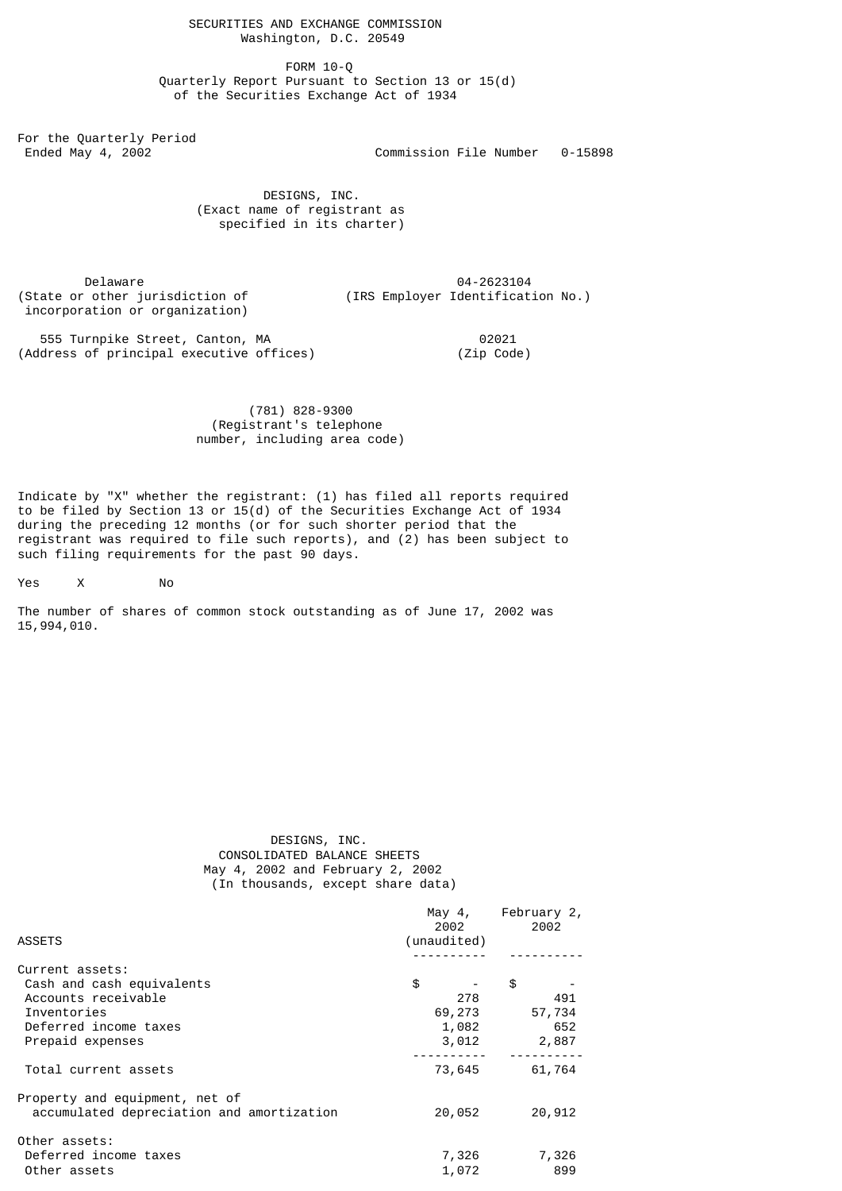SECURITIES AND EXCHANGE COMMISSION
Washington, D.C. 20549

# FORM 10-Q

Quarterly Report Pursuant to Section 13 or 15(d)
of the Securities Exchange Act of 1934

For the Quarterly Period
Ended May 4, 2002

Commission File Number 0-15898

# DESIGNS, INC.

(Exact name of registrant as specified in its charter)

Delaware
(State or other jurisdiction of incorporation or organization)

04-2623104
(IRS Employer Identification No.)

555 Turnpike Street, Canton, MA
(Address of principal executive offices)

02021
(Zip Code)

(781) 828-9300
(Registrant's telephone number, including area code)

Indicate by "X" whether the registrant: (1) has filed all reports required to be filed by Section 13 or 15(d) of the Securities Exchange Act of 1934 during the preceding 12 months (or for such shorter period that the registrant was required to file such reports), and (2) has been subject to such filing requirements for the past 90 days.

Yes X No

The number of shares of common stock outstanding as of June 17, 2002 was 15,994,010.

## DESIGNS, INC.
## CONSOLIDATED BALANCE SHEETS
May 4, 2002 and February 2, 2002
(In thousands, except share data)

| ASSETS | May 4, 2002 (unaudited) | February 2, 2002 |
|---|---|---|
| Current assets: | | |
| Cash and cash equivalents | $ - | $ - |
| Accounts receivable | 278 | 491 |
| Inventories | 69,273 | 57,734 |
| Deferred income taxes | 1,082 | 652 |
| Prepaid expenses | 3,012 | 2,887 |
| Total current assets | 73,645 | 61,764 |
| Property and equipment, net of accumulated depreciation and amortization | 20,052 | 20,912 |
| Other assets: | | |
| Deferred income taxes | 7,326 | 7,326 |
| Other assets | 1,072 | 899 |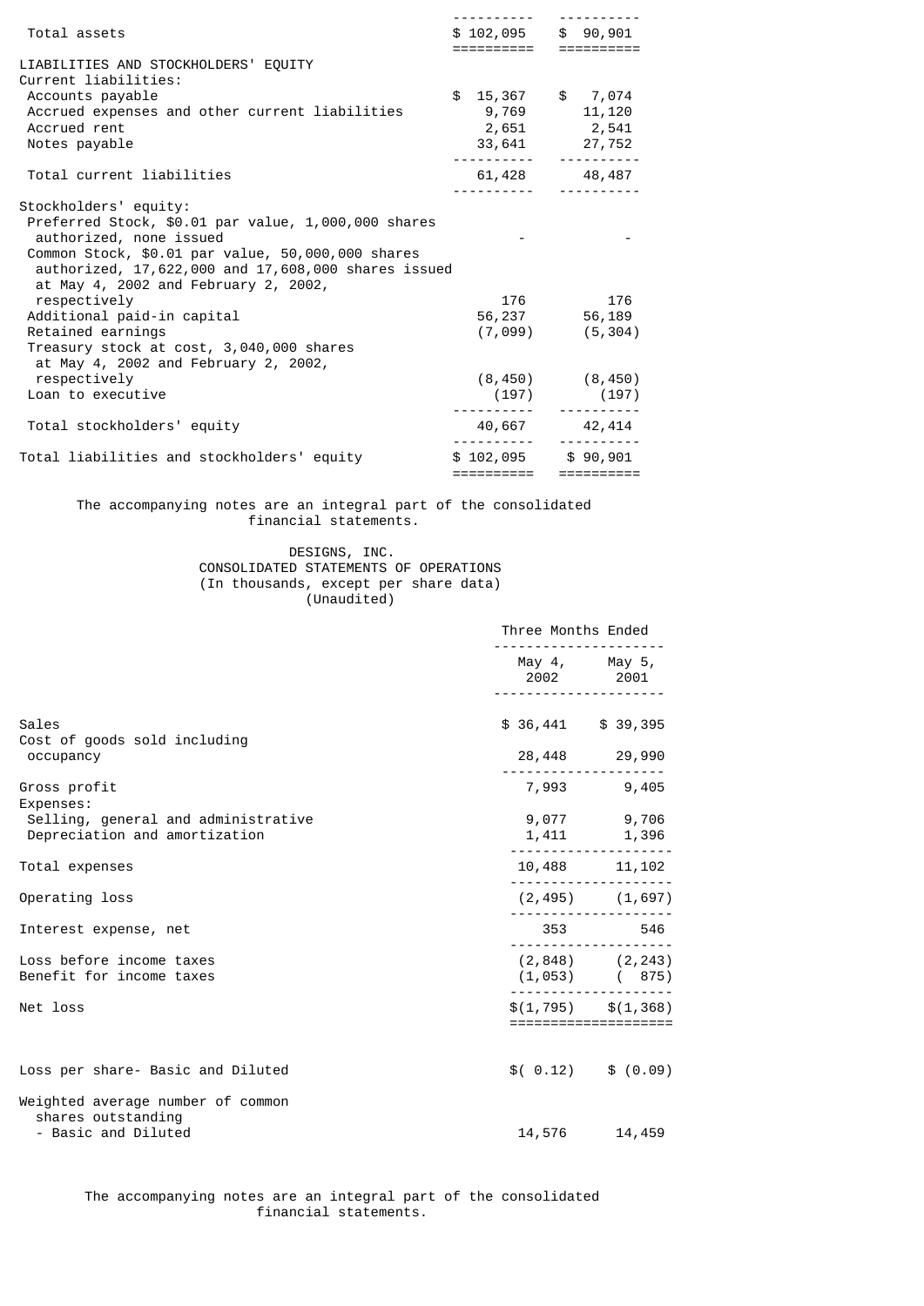| | | |
|---|---|---|
| Total assets | $ 102,095 | $ 90,901 |
| LIABILITIES AND STOCKHOLDERS' EQUITY | | |
| Current liabilities: | | |
| Accounts payable | $ 15,367 | $ 7,074 |
| Accrued expenses and other current liabilities | 9,769 | 11,120 |
| Accrued rent | 2,651 | 2,541 |
| Notes payable | 33,641 | 27,752 |
| Total current liabilities | 61,428 | 48,487 |
| Stockholders' equity: | | |
| Preferred Stock, $0.01 par value, 1,000,000 shares authorized, none issued | - | - |
| Common Stock, $0.01 par value, 50,000,000 shares authorized, 17,622,000 and 17,608,000 shares issued at May 4, 2002 and February 2, 2002, respectively | 176 | 176 |
| Additional paid-in capital | 56,237 | 56,189 |
| Retained earnings | (7,099) | (5,304) |
| Treasury stock at cost, 3,040,000 shares at May 4, 2002 and February 2, 2002, respectively | (8,450) | (8,450) |
| Loan to executive | (197) | (197) |
| Total stockholders' equity | 40,667 | 42,414 |
| Total liabilities and stockholders' equity | $ 102,095 | $ 90,901 |

The accompanying notes are an integral part of the consolidated financial statements.

DESIGNS, INC.
CONSOLIDATED STATEMENTS OF OPERATIONS
(In thousands, except per share data)
(Unaudited)

| | Three Months Ended | |
|---|---|---|
| | May 4, 2002 | May 5, 2001 |
| Sales | $ 36,441 | $ 39,395 |
| Cost of goods sold including occupancy | 28,448 | 29,990 |
| Gross profit | 7,993 | 9,405 |
| Expenses: | | |
| Selling, general and administrative | 9,077 | 9,706 |
| Depreciation and amortization | 1,411 | 1,396 |
| Total expenses | 10,488 | 11,102 |
| Operating loss | (2,495) | (1,697) |
| Interest expense, net | 353 | 546 |
| Loss before income taxes | (2,848) | (2,243) |
| Benefit for income taxes | (1,053) | ( 875) |
| Net loss | $(1,795) | $(1,368) |
| Loss per share- Basic and Diluted | $( 0.12) | $ (0.09) |
| Weighted average number of common shares outstanding - Basic and Diluted | 14,576 | 14,459 |

The accompanying notes are an integral part of the consolidated financial statements.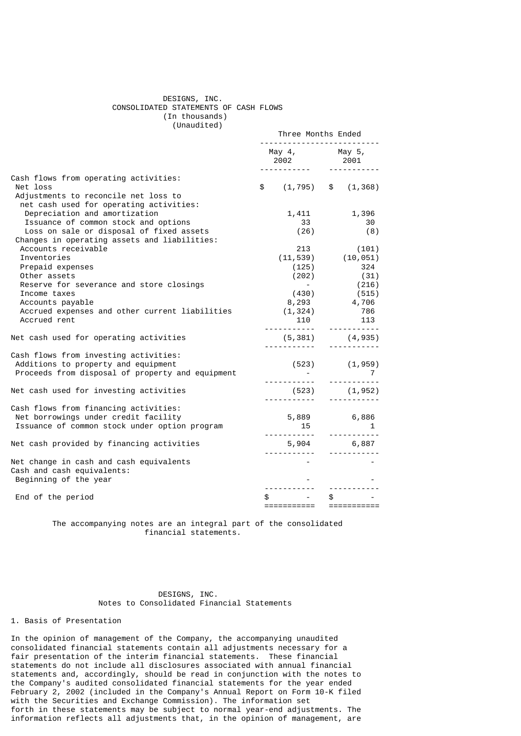DESIGNS, INC.
CONSOLIDATED STATEMENTS OF CASH FLOWS
(In thousands)
(Unaudited)

| | Three Months Ended | |
|---|---|---|
| | May 4, 2002 | May 5, 2001 |
| Cash flows from operating activities: | | |
| Net loss | $ (1,795) | $ (1,368) |
| Adjustments to reconcile net loss to net cash used for operating activities: | | |
| Depreciation and amortization | 1,411 | 1,396 |
| Issuance of common stock and options | 33 | 30 |
| Loss on sale or disposal of fixed assets | (26) | (8) |
| Changes in operating assets and liabilities: | | |
| Accounts receivable | 213 | (101) |
| Inventories | (11,539) | (10,051) |
| Prepaid expenses | (125) | 324 |
| Other assets | (202) | (31) |
| Reserve for severance and store closings | - | (216) |
| Income taxes | (430) | (515) |
| Accounts payable | 8,293 | 4,706 |
| Accrued expenses and other current liabilities | (1,324) | 786 |
| Accrued rent | 110 | 113 |
| Net cash used for operating activities | (5,381) | (4,935) |
| Cash flows from investing activities: | | |
| Additions to property and equipment | (523) | (1,959) |
| Proceeds from disposal of property and equipment | - | 7 |
| Net cash used for investing activities | (523) | (1,952) |
| Cash flows from financing activities: | | |
| Net borrowings under credit facility | 5,889 | 6,886 |
| Issuance of common stock under option program | 15 | 1 |
| Net cash provided by financing activities | 5,904 | 6,887 |
| Net change in cash and cash equivalents | - | - |
| Cash and cash equivalents: | | |
| Beginning of the year | - | - |
| End of the period | $ - | $ - |

The accompanying notes are an integral part of the consolidated financial statements.

DESIGNS, INC.
Notes to Consolidated Financial Statements

1. Basis of Presentation

In the opinion of management of the Company, the accompanying unaudited consolidated financial statements contain all adjustments necessary for a fair presentation of the interim financial statements. These financial statements do not include all disclosures associated with annual financial statements and, accordingly, should be read in conjunction with the notes to the Company's audited consolidated financial statements for the year ended February 2, 2002 (included in the Company's Annual Report on Form 10-K filed with the Securities and Exchange Commission). The information set forth in these statements may be subject to normal year-end adjustments. The information reflects all adjustments that, in the opinion of management, are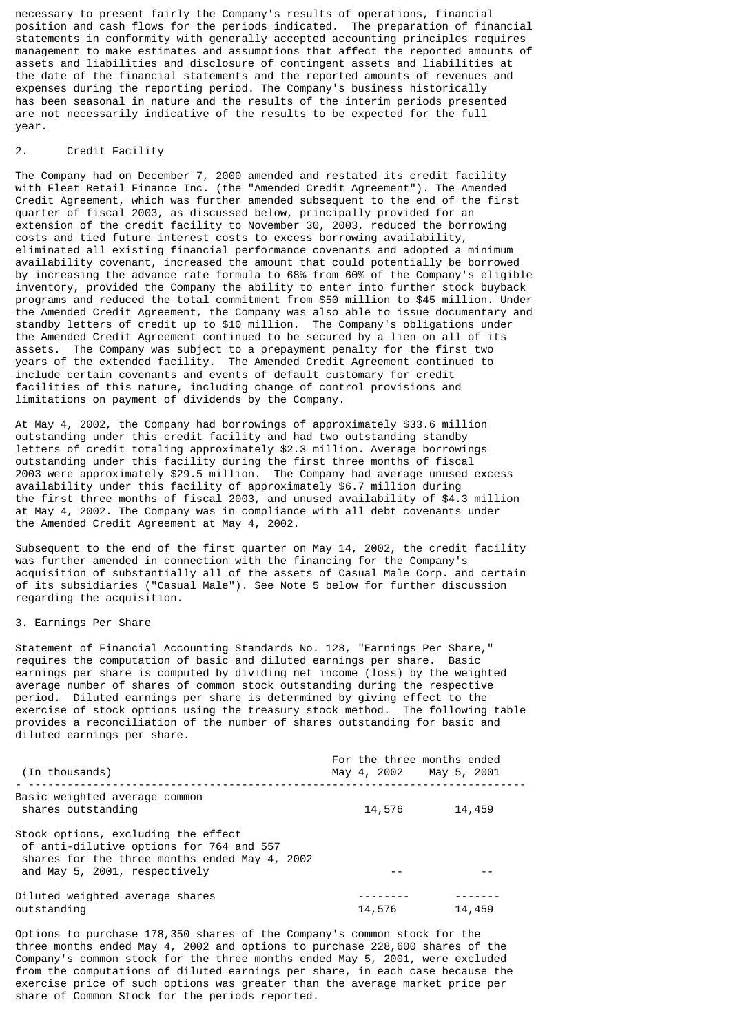necessary to present fairly the Company's results of operations, financial position and cash flows for the periods indicated. The preparation of financial statements in conformity with generally accepted accounting principles requires management to make estimates and assumptions that affect the reported amounts of assets and liabilities and disclosure of contingent assets and liabilities at the date of the financial statements and the reported amounts of revenues and expenses during the reporting period. The Company's business historically has been seasonal in nature and the results of the interim periods presented are not necessarily indicative of the results to be expected for the full year.

## 2. Credit Facility

The Company had on December 7, 2000 amended and restated its credit facility with Fleet Retail Finance Inc. (the "Amended Credit Agreement"). The Amended Credit Agreement, which was further amended subsequent to the end of the first quarter of fiscal 2003, as discussed below, principally provided for an extension of the credit facility to November 30, 2003, reduced the borrowing costs and tied future interest costs to excess borrowing availability, eliminated all existing financial performance covenants and adopted a minimum availability covenant, increased the amount that could potentially be borrowed by increasing the advance rate formula to 68% from 60% of the Company's eligible inventory, provided the Company the ability to enter into further stock buyback programs and reduced the total commitment from $50 million to $45 million. Under the Amended Credit Agreement, the Company was also able to issue documentary and standby letters of credit up to $10 million. The Company's obligations under the Amended Credit Agreement continued to be secured by a lien on all of its assets. The Company was subject to a prepayment penalty for the first two years of the extended facility. The Amended Credit Agreement continued to include certain covenants and events of default customary for credit facilities of this nature, including change of control provisions and limitations on payment of dividends by the Company.

At May 4, 2002, the Company had borrowings of approximately $33.6 million outstanding under this credit facility and had two outstanding standby letters of credit totaling approximately $2.3 million. Average borrowings outstanding under this facility during the first three months of fiscal 2003 were approximately $29.5 million. The Company had average unused excess availability under this facility of approximately $6.7 million during the first three months of fiscal 2003, and unused availability of $4.3 million at May 4, 2002. The Company was in compliance with all debt covenants under the Amended Credit Agreement at May 4, 2002.

Subsequent to the end of the first quarter on May 14, 2002, the credit facility was further amended in connection with the financing for the Company's acquisition of substantially all of the assets of Casual Male Corp. and certain of its subsidiaries ("Casual Male"). See Note 5 below for further discussion regarding the acquisition.

## 3. Earnings Per Share

Statement of Financial Accounting Standards No. 128, "Earnings Per Share," requires the computation of basic and diluted earnings per share. Basic earnings per share is computed by dividing net income (loss) by the weighted average number of shares of common stock outstanding during the respective period. Diluted earnings per share is determined by giving effect to the exercise of stock options using the treasury stock method. The following table provides a reconciliation of the number of shares outstanding for basic and diluted earnings per share.

| (In thousands) | For the three months ended May 4, 2002 | May 5, 2001 |
|---|---|---|
| Basic weighted average common shares outstanding | 14,576 | 14,459 |
| Stock options, excluding the effect of anti-dilutive options for 764 and 557 shares for the three months ended May 4, 2002 and May 5, 2001, respectively | -- | -- |
| Diluted weighted average shares outstanding | 14,576 | 14,459 |

Options to purchase 178,350 shares of the Company's common stock for the three months ended May 4, 2002 and options to purchase 228,600 shares of the Company's common stock for the three months ended May 5, 2001, were excluded from the computations of diluted earnings per share, in each case because the exercise price of such options was greater than the average market price per share of Common Stock for the periods reported.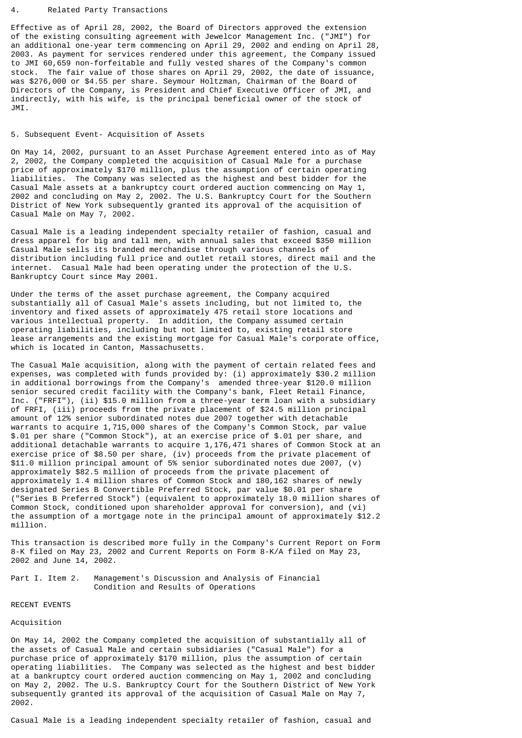## 4. Related Party Transactions

Effective as of April 28, 2002, the Board of Directors approved the extension of the existing consulting agreement with Jewelcor Management Inc. ("JMI") for an additional one-year term commencing on April 29, 2002 and ending on April 28, 2003. As payment for services rendered under this agreement, the Company issued to JMI 60,659 non-forfeitable and fully vested shares of the Company's common stock. The fair value of those shares on April 29, 2002, the date of issuance, was $276,000 or $4.55 per share. Seymour Holtzman, Chairman of the Board of Directors of the Company, is President and Chief Executive Officer of JMI, and indirectly, with his wife, is the principal beneficial owner of the stock of JMI.

## 5. Subsequent Event- Acquisition of Assets

On May 14, 2002, pursuant to an Asset Purchase Agreement entered into as of May 2, 2002, the Company completed the acquisition of Casual Male for a purchase price of approximately $170 million, plus the assumption of certain operating liabilities. The Company was selected as the highest and best bidder for the Casual Male assets at a bankruptcy court ordered auction commencing on May 1, 2002 and concluding on May 2, 2002. The U.S. Bankruptcy Court for the Southern District of New York subsequently granted its approval of the acquisition of Casual Male on May 7, 2002.

Casual Male is a leading independent specialty retailer of fashion, casual and dress apparel for big and tall men, with annual sales that exceed $350 million Casual Male sells its branded merchandise through various channels of distribution including full price and outlet retail stores, direct mail and the internet. Casual Male had been operating under the protection of the U.S. Bankruptcy Court since May 2001.

Under the terms of the asset purchase agreement, the Company acquired substantially all of Casual Male's assets including, but not limited to, the inventory and fixed assets of approximately 475 retail store locations and various intellectual property. In addition, the Company assumed certain operating liabilities, including but not limited to, existing retail store lease arrangements and the existing mortgage for Casual Male's corporate office, which is located in Canton, Massachusetts.

The Casual Male acquisition, along with the payment of certain related fees and expenses, was completed with funds provided by: (i) approximately $30.2 million in additional borrowings from the Company's amended three-year $120.0 million senior secured credit facility with the Company's bank, Fleet Retail Finance, Inc. ("FRFI"), (ii) $15.0 million from a three-year term loan with a subsidiary of FRFI, (iii) proceeds from the private placement of $24.5 million principal amount of 12% senior subordinated notes due 2007 together with detachable warrants to acquire 1,715,000 shares of the Company's Common Stock, par value $.01 per share ("Common Stock"), at an exercise price of $.01 per share, and additional detachable warrants to acquire 1,176,471 shares of Common Stock at an exercise price of $8.50 per share, (iv) proceeds from the private placement of $11.0 million principal amount of 5% senior subordinated notes due 2007, (v) approximately $82.5 million of proceeds from the private placement of approximately 1.4 million shares of Common Stock and 180,162 shares of newly designated Series B Convertible Preferred Stock, par value $0.01 per share ("Series B Preferred Stock") (equivalent to approximately 18.0 million shares of Common Stock, conditioned upon shareholder approval for conversion), and (vi) the assumption of a mortgage note in the principal amount of approximately $12.2 million.

This transaction is described more fully in the Company's Current Report on Form 8-K filed on May 23, 2002 and Current Reports on Form 8-K/A filed on May 23, 2002 and June 14, 2002.

## Part I. Item 2. Management's Discussion and Analysis of Financial Condition and Results of Operations

### RECENT EVENTS

#### Acquisition

On May 14, 2002 the Company completed the acquisition of substantially all of the assets of Casual Male and certain subsidiaries ("Casual Male") for a purchase price of approximately $170 million, plus the assumption of certain operating liabilities. The Company was selected as the highest and best bidder at a bankruptcy court ordered auction commencing on May 1, 2002 and concluding on May 2, 2002. The U.S. Bankruptcy Court for the Southern District of New York subsequently granted its approval of the acquisition of Casual Male on May 7, 2002.

Casual Male is a leading independent specialty retailer of fashion, casual and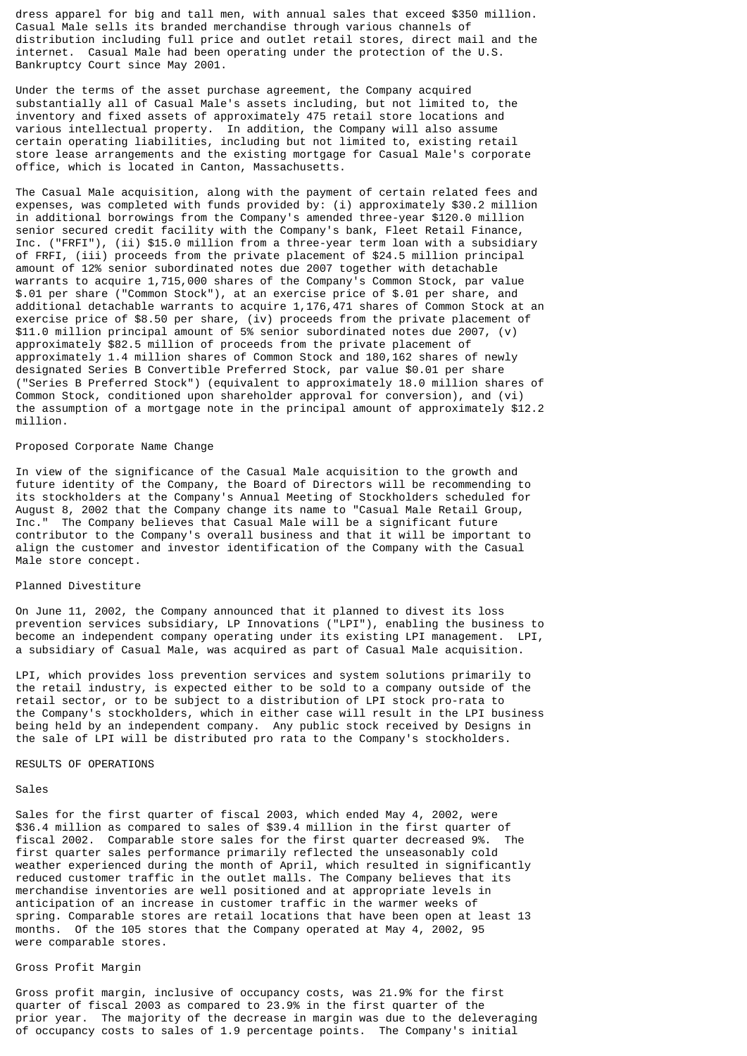dress apparel for big and tall men, with annual sales that exceed $350 million. Casual Male sells its branded merchandise through various channels of distribution including full price and outlet retail stores, direct mail and the internet. Casual Male had been operating under the protection of the U.S. Bankruptcy Court since May 2001.

Under the terms of the asset purchase agreement, the Company acquired substantially all of Casual Male's assets including, but not limited to, the inventory and fixed assets of approximately 475 retail store locations and various intellectual property. In addition, the Company will also assume certain operating liabilities, including but not limited to, existing retail store lease arrangements and the existing mortgage for Casual Male's corporate office, which is located in Canton, Massachusetts.

The Casual Male acquisition, along with the payment of certain related fees and expenses, was completed with funds provided by: (i) approximately $30.2 million in additional borrowings from the Company's amended three-year $120.0 million senior secured credit facility with the Company's bank, Fleet Retail Finance, Inc. ("FRFI"), (ii) $15.0 million from a three-year term loan with a subsidiary of FRFI, (iii) proceeds from the private placement of $24.5 million principal amount of 12% senior subordinated notes due 2007 together with detachable warrants to acquire 1,715,000 shares of the Company's Common Stock, par value $.01 per share ("Common Stock"), at an exercise price of $.01 per share, and additional detachable warrants to acquire 1,176,471 shares of Common Stock at an exercise price of $8.50 per share, (iv) proceeds from the private placement of $11.0 million principal amount of 5% senior subordinated notes due 2007, (v) approximately $82.5 million of proceeds from the private placement of approximately 1.4 million shares of Common Stock and 180,162 shares of newly designated Series B Convertible Preferred Stock, par value $0.01 per share ("Series B Preferred Stock") (equivalent to approximately 18.0 million shares of Common Stock, conditioned upon shareholder approval for conversion), and (vi) the assumption of a mortgage note in the principal amount of approximately $12.2 million.

Proposed Corporate Name Change

In view of the significance of the Casual Male acquisition to the growth and future identity of the Company, the Board of Directors will be recommending to its stockholders at the Company's Annual Meeting of Stockholders scheduled for August 8, 2002 that the Company change its name to "Casual Male Retail Group, Inc." The Company believes that Casual Male will be a significant future contributor to the Company's overall business and that it will be important to align the customer and investor identification of the Company with the Casual Male store concept.

Planned Divestiture

On June 11, 2002, the Company announced that it planned to divest its loss prevention services subsidiary, LP Innovations ("LPI"), enabling the business to become an independent company operating under its existing LPI management. LPI, a subsidiary of Casual Male, was acquired as part of Casual Male acquisition.

LPI, which provides loss prevention services and system solutions primarily to the retail industry, is expected either to be sold to a company outside of the retail sector, or to be subject to a distribution of LPI stock pro-rata to the Company's stockholders, which in either case will result in the LPI business being held by an independent company. Any public stock received by Designs in the sale of LPI will be distributed pro rata to the Company's stockholders.

RESULTS OF OPERATIONS

Sales

Sales for the first quarter of fiscal 2003, which ended May 4, 2002, were $36.4 million as compared to sales of $39.4 million in the first quarter of fiscal 2002. Comparable store sales for the first quarter decreased 9%. The first quarter sales performance primarily reflected the unseasonably cold weather experienced during the month of April, which resulted in significantly reduced customer traffic in the outlet malls. The Company believes that its merchandise inventories are well positioned and at appropriate levels in anticipation of an increase in customer traffic in the warmer weeks of spring. Comparable stores are retail locations that have been open at least 13 months. Of the 105 stores that the Company operated at May 4, 2002, 95 were comparable stores.

Gross Profit Margin

Gross profit margin, inclusive of occupancy costs, was 21.9% for the first quarter of fiscal 2003 as compared to 23.9% in the first quarter of the prior year. The majority of the decrease in margin was due to the deleveraging of occupancy costs to sales of 1.9 percentage points. The Company's initial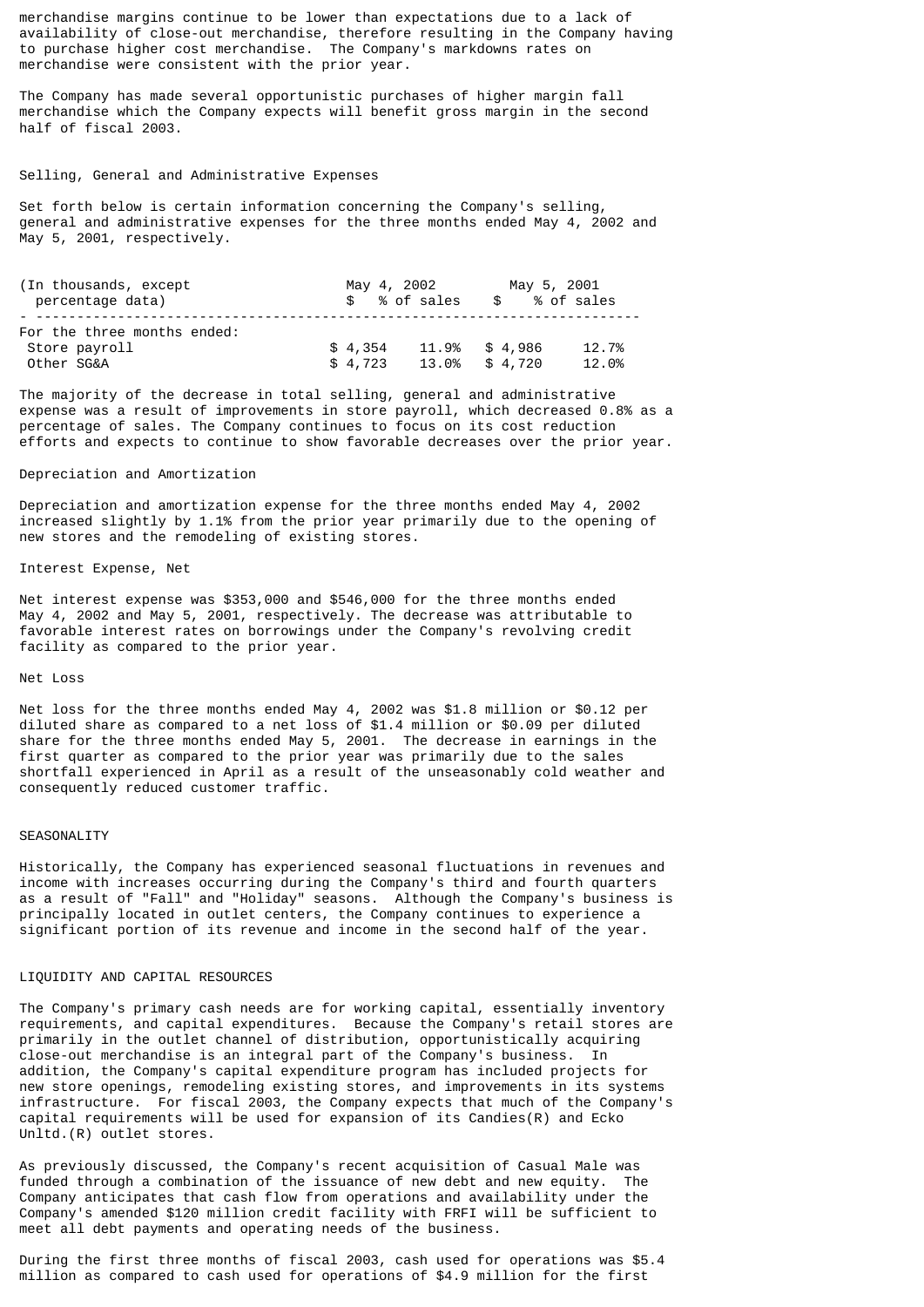merchandise margins continue to be lower than expectations due to a lack of availability of close-out merchandise, therefore resulting in the Company having to purchase higher cost merchandise. The Company's markdowns rates on merchandise were consistent with the prior year.

The Company has made several opportunistic purchases of higher margin fall merchandise which the Company expects will benefit gross margin in the second half of fiscal 2003.

### Selling, General and Administrative Expenses

Set forth below is certain information concerning the Company's selling, general and administrative expenses for the three months ended May 4, 2002 and May 5, 2001, respectively.

| (In thousands, except percentage data) | May 4, 2002 $ | % of sales | May 5, 2001 $ | % of sales |
|---|---|---|---|---|
| For the three months ended: | | | | |
| Store payroll | $ 4,354 | 11.9% | $ 4,986 | 12.7% |
| Other SG&A | $ 4,723 | 13.0% | $ 4,720 | 12.0% |

The majority of the decrease in total selling, general and administrative expense was a result of improvements in store payroll, which decreased 0.8% as a percentage of sales. The Company continues to focus on its cost reduction efforts and expects to continue to show favorable decreases over the prior year.

### Depreciation and Amortization

Depreciation and amortization expense for the three months ended May 4, 2002 increased slightly by 1.1% from the prior year primarily due to the opening of new stores and the remodeling of existing stores.

### Interest Expense, Net

Net interest expense was $353,000 and $546,000 for the three months ended May 4, 2002 and May 5, 2001, respectively. The decrease was attributable to favorable interest rates on borrowings under the Company's revolving credit facility as compared to the prior year.

### Net Loss

Net loss for the three months ended May 4, 2002 was $1.8 million or $0.12 per diluted share as compared to a net loss of $1.4 million or $0.09 per diluted share for the three months ended May 5, 2001. The decrease in earnings in the first quarter as compared to the prior year was primarily due to the sales shortfall experienced in April as a result of the unseasonably cold weather and consequently reduced customer traffic.

## SEASONALITY

Historically, the Company has experienced seasonal fluctuations in revenues and income with increases occurring during the Company's third and fourth quarters as a result of "Fall" and "Holiday" seasons. Although the Company's business is principally located in outlet centers, the Company continues to experience a significant portion of its revenue and income in the second half of the year.

## LIQUIDITY AND CAPITAL RESOURCES

The Company's primary cash needs are for working capital, essentially inventory requirements, and capital expenditures. Because the Company's retail stores are primarily in the outlet channel of distribution, opportunistically acquiring close-out merchandise is an integral part of the Company's business. In addition, the Company's capital expenditure program has included projects for new store openings, remodeling existing stores, and improvements in its systems infrastructure. For fiscal 2003, the Company expects that much of the Company's capital requirements will be used for expansion of its Candies(R) and Ecko Unltd.(R) outlet stores.

As previously discussed, the Company's recent acquisition of Casual Male was funded through a combination of the issuance of new debt and new equity. The Company anticipates that cash flow from operations and availability under the Company's amended $120 million credit facility with FRFI will be sufficient to meet all debt payments and operating needs of the business.

During the first three months of fiscal 2003, cash used for operations was $5.4 million as compared to cash used for operations of $4.9 million for the first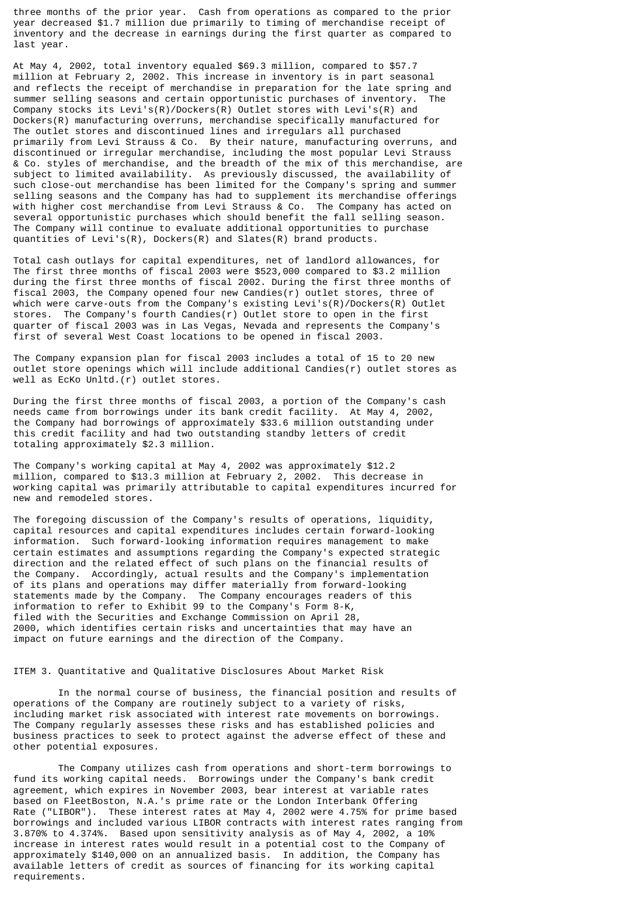three months of the prior year. Cash from operations as compared to the prior year decreased $1.7 million due primarily to timing of merchandise receipt of inventory and the decrease in earnings during the first quarter as compared to last year.

At May 4, 2002, total inventory equaled $69.3 million, compared to $57.7 million at February 2, 2002. This increase in inventory is in part seasonal and reflects the receipt of merchandise in preparation for the late spring and summer selling seasons and certain opportunistic purchases of inventory. The Company stocks its Levi's(R)/Dockers(R) Outlet stores with Levi's(R) and Dockers(R) manufacturing overruns, merchandise specifically manufactured for The outlet stores and discontinued lines and irregulars all purchased primarily from Levi Strauss & Co. By their nature, manufacturing overruns, and discontinued or irregular merchandise, including the most popular Levi Strauss & Co. styles of merchandise, and the breadth of the mix of this merchandise, are subject to limited availability. As previously discussed, the availability of such close-out merchandise has been limited for the Company's spring and summer selling seasons and the Company has had to supplement its merchandise offerings with higher cost merchandise from Levi Strauss & Co. The Company has acted on several opportunistic purchases which should benefit the fall selling season. The Company will continue to evaluate additional opportunities to purchase quantities of Levi's(R), Dockers(R) and Slates(R) brand products.

Total cash outlays for capital expenditures, net of landlord allowances, for The first three months of fiscal 2003 were $523,000 compared to $3.2 million during the first three months of fiscal 2002. During the first three months of fiscal 2003, the Company opened four new Candies(r) outlet stores, three of which were carve-outs from the Company's existing Levi's(R)/Dockers(R) Outlet stores. The Company's fourth Candies(r) Outlet store to open in the first quarter of fiscal 2003 was in Las Vegas, Nevada and represents the Company's first of several West Coast locations to be opened in fiscal 2003.

The Company expansion plan for fiscal 2003 includes a total of 15 to 20 new outlet store openings which will include additional Candies(r) outlet stores as well as EcKo Unltd.(r) outlet stores.

During the first three months of fiscal 2003, a portion of the Company's cash needs came from borrowings under its bank credit facility. At May 4, 2002, the Company had borrowings of approximately $33.6 million outstanding under this credit facility and had two outstanding standby letters of credit totaling approximately $2.3 million.

The Company's working capital at May 4, 2002 was approximately $12.2 million, compared to $13.3 million at February 2, 2002. This decrease in working capital was primarily attributable to capital expenditures incurred for new and remodeled stores.

The foregoing discussion of the Company's results of operations, liquidity, capital resources and capital expenditures includes certain forward-looking information. Such forward-looking information requires management to make certain estimates and assumptions regarding the Company's expected strategic direction and the related effect of such plans on the financial results of the Company. Accordingly, actual results and the Company's implementation of its plans and operations may differ materially from forward-looking statements made by the Company. The Company encourages readers of this information to refer to Exhibit 99 to the Company's Form 8-K, filed with the Securities and Exchange Commission on April 28, 2000, which identifies certain risks and uncertainties that may have an impact on future earnings and the direction of the Company.

## ITEM 3. Quantitative and Qualitative Disclosures About Market Risk

In the normal course of business, the financial position and results of operations of the Company are routinely subject to a variety of risks, including market risk associated with interest rate movements on borrowings. The Company regularly assesses these risks and has established policies and business practices to seek to protect against the adverse effect of these and other potential exposures.

The Company utilizes cash from operations and short-term borrowings to fund its working capital needs. Borrowings under the Company's bank credit agreement, which expires in November 2003, bear interest at variable rates based on FleetBoston, N.A.'s prime rate or the London Interbank Offering Rate ("LIBOR"). These interest rates at May 4, 2002 were 4.75% for prime based borrowings and included various LIBOR contracts with interest rates ranging from 3.870% to 4.374%. Based upon sensitivity analysis as of May 4, 2002, a 10% increase in interest rates would result in a potential cost to the Company of approximately $140,000 on an annualized basis. In addition, the Company has available letters of credit as sources of financing for its working capital requirements.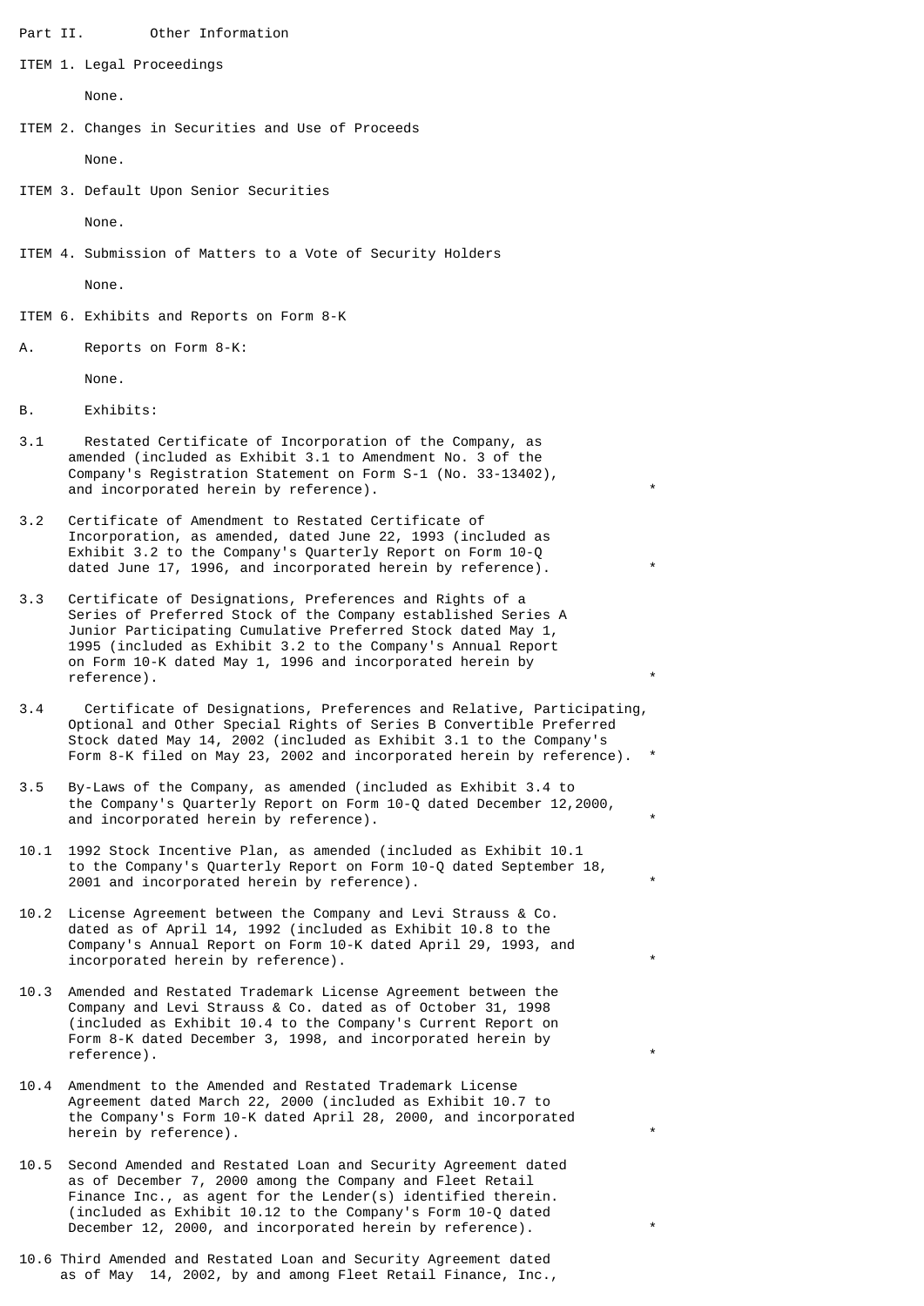Part II. Other Information

ITEM 1. Legal Proceedings

None.

ITEM 2. Changes in Securities and Use of Proceeds

None.

ITEM 3. Default Upon Senior Securities

None.

ITEM 4. Submission of Matters to a Vote of Security Holders

None.

ITEM 6. Exhibits and Reports on Form 8-K

A. Reports on Form 8-K:

None.

B. Exhibits:

| | | |
|---|---|---|
| 3.1 | Restated Certificate of Incorporation of the Company, as amended (included as Exhibit 3.1 to Amendment No. 3 of the Company's Registration Statement on Form S-1 (No. 33-13402), and incorporated herein by reference). | * |
| 3.2 | Certificate of Amendment to Restated Certificate of Incorporation, as amended, dated June 22, 1993 (included as Exhibit 3.2 to the Company's Quarterly Report on Form 10-Q dated June 17, 1996, and incorporated herein by reference). | * |
| 3.3 | Certificate of Designations, Preferences and Rights of a Series of Preferred Stock of the Company established Series A Junior Participating Cumulative Preferred Stock dated May 1, 1995 (included as Exhibit 3.2 to the Company's Annual Report on Form 10-K dated May 1, 1996 and incorporated herein by reference). | * |
| 3.4 | Certificate of Designations, Preferences and Relative, Participating, Optional and Other Special Rights of Series B Convertible Preferred Stock dated May 14, 2002 (included as Exhibit 3.1 to the Company's Form 8-K filed on May 23, 2002 and incorporated herein by reference). | * |
| 3.5 | By-Laws of the Company, as amended (included as Exhibit 3.4 to the Company's Quarterly Report on Form 10-Q dated December 12,2000, and incorporated herein by reference). | * |
| 10.1 | 1992 Stock Incentive Plan, as amended (included as Exhibit 10.1 to the Company's Quarterly Report on Form 10-Q dated September 18, 2001 and incorporated herein by reference). | * |
| 10.2 | License Agreement between the Company and Levi Strauss & Co. dated as of April 14, 1992 (included as Exhibit 10.8 to the Company's Annual Report on Form 10-K dated April 29, 1993, and incorporated herein by reference). | * |
| 10.3 | Amended and Restated Trademark License Agreement between the Company and Levi Strauss & Co. dated as of October 31, 1998 (included as Exhibit 10.4 to the Company's Current Report on Form 8-K dated December 3, 1998, and incorporated herein by reference). | * |
| 10.4 | Amendment to the Amended and Restated Trademark License Agreement dated March 22, 2000 (included as Exhibit 10.7 to the Company's Form 10-K dated April 28, 2000, and incorporated herein by reference). | * |
| 10.5 | Second Amended and Restated Loan and Security Agreement dated as of December 7, 2000 among the Company and Fleet Retail Finance Inc., as agent for the Lender(s) identified therein. (included as Exhibit 10.12 to the Company's Form 10-Q dated December 12, 2000, and incorporated herein by reference). | * |
| 10.6 | Third Amended and Restated Loan and Security Agreement dated as of May 14, 2002, by and among Fleet Retail Finance, Inc., | |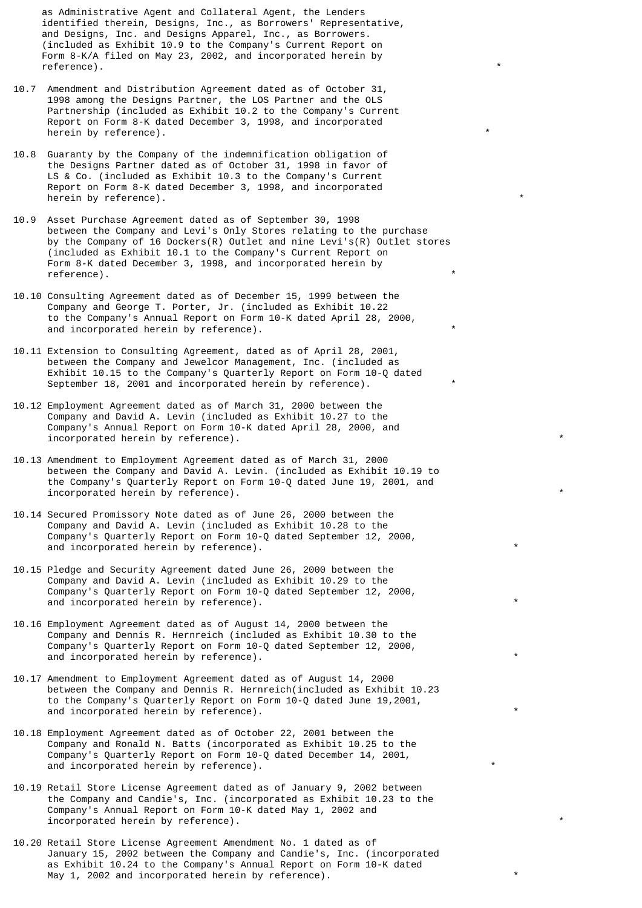as Administrative Agent and Collateral Agent, the Lenders identified therein, Designs, Inc., as Borrowers' Representative, and Designs, Inc. and Designs Apparel, Inc., as Borrowers. (included as Exhibit 10.9 to the Company's Current Report on Form 8-K/A filed on May 23, 2002, and incorporated herein by reference). *

10.7 Amendment and Distribution Agreement dated as of October 31, 1998 among the Designs Partner, the LOS Partner and the OLS Partnership (included as Exhibit 10.2 to the Company's Current Report on Form 8-K dated December 3, 1998, and incorporated herein by reference). *

10.8 Guaranty by the Company of the indemnification obligation of the Designs Partner dated as of October 31, 1998 in favor of LS & Co. (included as Exhibit 10.3 to the Company's Current Report on Form 8-K dated December 3, 1998, and incorporated herein by reference). *

10.9 Asset Purchase Agreement dated as of September 30, 1998 between the Company and Levi's Only Stores relating to the purchase by the Company of 16 Dockers(R) Outlet and nine Levi's(R) Outlet stores (included as Exhibit 10.1 to the Company's Current Report on Form 8-K dated December 3, 1998, and incorporated herein by reference). *

10.10 Consulting Agreement dated as of December 15, 1999 between the Company and George T. Porter, Jr. (included as Exhibit 10.22 to the Company's Annual Report on Form 10-K dated April 28, 2000, and incorporated herein by reference). *

10.11 Extension to Consulting Agreement, dated as of April 28, 2001, between the Company and Jewelcor Management, Inc. (included as Exhibit 10.15 to the Company's Quarterly Report on Form 10-Q dated September 18, 2001 and incorporated herein by reference). *

10.12 Employment Agreement dated as of March 31, 2000 between the Company and David A. Levin (included as Exhibit 10.27 to the Company's Annual Report on Form 10-K dated April 28, 2000, and incorporated herein by reference). *

10.13 Amendment to Employment Agreement dated as of March 31, 2000 between the Company and David A. Levin. (included as Exhibit 10.19 to the Company's Quarterly Report on Form 10-Q dated June 19, 2001, and incorporated herein by reference). *

10.14 Secured Promissory Note dated as of June 26, 2000 between the Company and David A. Levin (included as Exhibit 10.28 to the Company's Quarterly Report on Form 10-Q dated September 12, 2000, and incorporated herein by reference). *

10.15 Pledge and Security Agreement dated June 26, 2000 between the Company and David A. Levin (included as Exhibit 10.29 to the Company's Quarterly Report on Form 10-Q dated September 12, 2000, and incorporated herein by reference). *

10.16 Employment Agreement dated as of August 14, 2000 between the Company and Dennis R. Hernreich (included as Exhibit 10.30 to the Company's Quarterly Report on Form 10-Q dated September 12, 2000, and incorporated herein by reference). *

10.17 Amendment to Employment Agreement dated as of August 14, 2000 between the Company and Dennis R. Hernreich(included as Exhibit 10.23 to the Company's Quarterly Report on Form 10-Q dated June 19,2001, and incorporated herein by reference). *

10.18 Employment Agreement dated as of October 22, 2001 between the Company and Ronald N. Batts (incorporated as Exhibit 10.25 to the Company's Quarterly Report on Form 10-Q dated December 14, 2001, and incorporated herein by reference). *

10.19 Retail Store License Agreement dated as of January 9, 2002 between the Company and Candie's, Inc. (incorporated as Exhibit 10.23 to the Company's Annual Report on Form 10-K dated May 1, 2002 and incorporated herein by reference). *

10.20 Retail Store License Agreement Amendment No. 1 dated as of January 15, 2002 between the Company and Candie's, Inc. (incorporated as Exhibit 10.24 to the Company's Annual Report on Form 10-K dated May 1, 2002 and incorporated herein by reference). *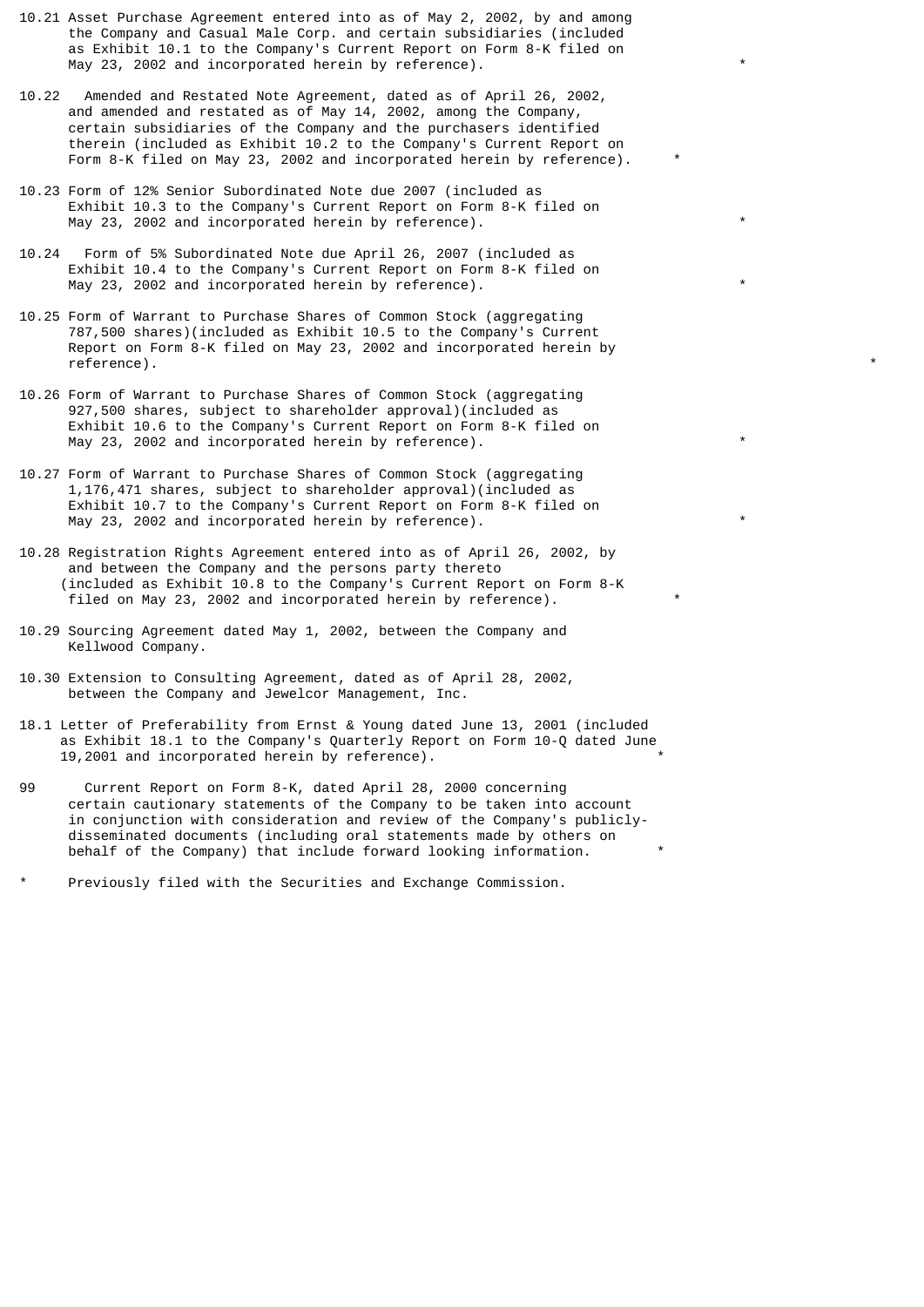10.21 Asset Purchase Agreement entered into as of May 2, 2002, by and among the Company and Casual Male Corp. and certain subsidiaries (included as Exhibit 10.1 to the Company's Current Report on Form 8-K filed on May 23, 2002 and incorporated herein by reference). *

10.22 Amended and Restated Note Agreement, dated as of April 26, 2002, and amended and restated as of May 14, 2002, among the Company, certain subsidiaries of the Company and the purchasers identified therein (included as Exhibit 10.2 to the Company's Current Report on Form 8-K filed on May 23, 2002 and incorporated herein by reference). *

10.23 Form of 12% Senior Subordinated Note due 2007 (included as Exhibit 10.3 to the Company's Current Report on Form 8-K filed on May 23, 2002 and incorporated herein by reference). *

10.24 Form of 5% Subordinated Note due April 26, 2007 (included as Exhibit 10.4 to the Company's Current Report on Form 8-K filed on May 23, 2002 and incorporated herein by reference). *

10.25 Form of Warrant to Purchase Shares of Common Stock (aggregating 787,500 shares)(included as Exhibit 10.5 to the Company's Current Report on Form 8-K filed on May 23, 2002 and incorporated herein by reference). *

10.26 Form of Warrant to Purchase Shares of Common Stock (aggregating 927,500 shares, subject to shareholder approval)(included as Exhibit 10.6 to the Company's Current Report on Form 8-K filed on May 23, 2002 and incorporated herein by reference). *

10.27 Form of Warrant to Purchase Shares of Common Stock (aggregating 1,176,471 shares, subject to shareholder approval)(included as Exhibit 10.7 to the Company's Current Report on Form 8-K filed on May 23, 2002 and incorporated herein by reference). *

10.28 Registration Rights Agreement entered into as of April 26, 2002, by and between the Company and the persons party thereto (included as Exhibit 10.8 to the Company's Current Report on Form 8-K filed on May 23, 2002 and incorporated herein by reference). *

10.29 Sourcing Agreement dated May 1, 2002, between the Company and Kellwood Company.

10.30 Extension to Consulting Agreement, dated as of April 28, 2002, between the Company and Jewelcor Management, Inc.

18.1 Letter of Preferability from Ernst & Young dated June 13, 2001 (included as Exhibit 18.1 to the Company's Quarterly Report on Form 10-Q dated June 19,2001 and incorporated herein by reference). *

99 Current Report on Form 8-K, dated April 28, 2000 concerning certain cautionary statements of the Company to be taken into account in conjunction with consideration and review of the Company's publicly-disseminated documents (including oral statements made by others on behalf of the Company) that include forward looking information. *

\* Previously filed with the Securities and Exchange Commission.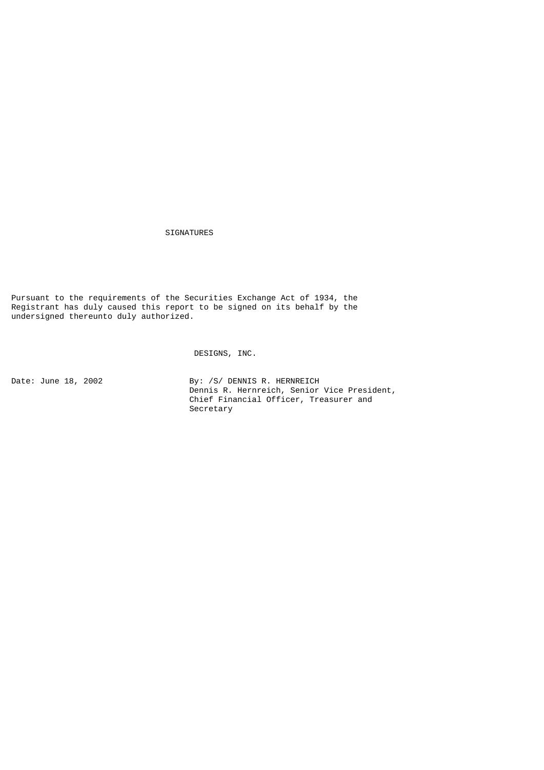## SIGNATURES

Pursuant to the requirements of the Securities Exchange Act of 1934, the Registrant has duly caused this report to be signed on its behalf by the undersigned thereunto duly authorized.

DESIGNS, INC.

Date: June 18, 2002

By: /S/ DENNIS R. HERNREICH
Dennis R. Hernreich, Senior Vice President, Chief Financial Officer, Treasurer and Secretary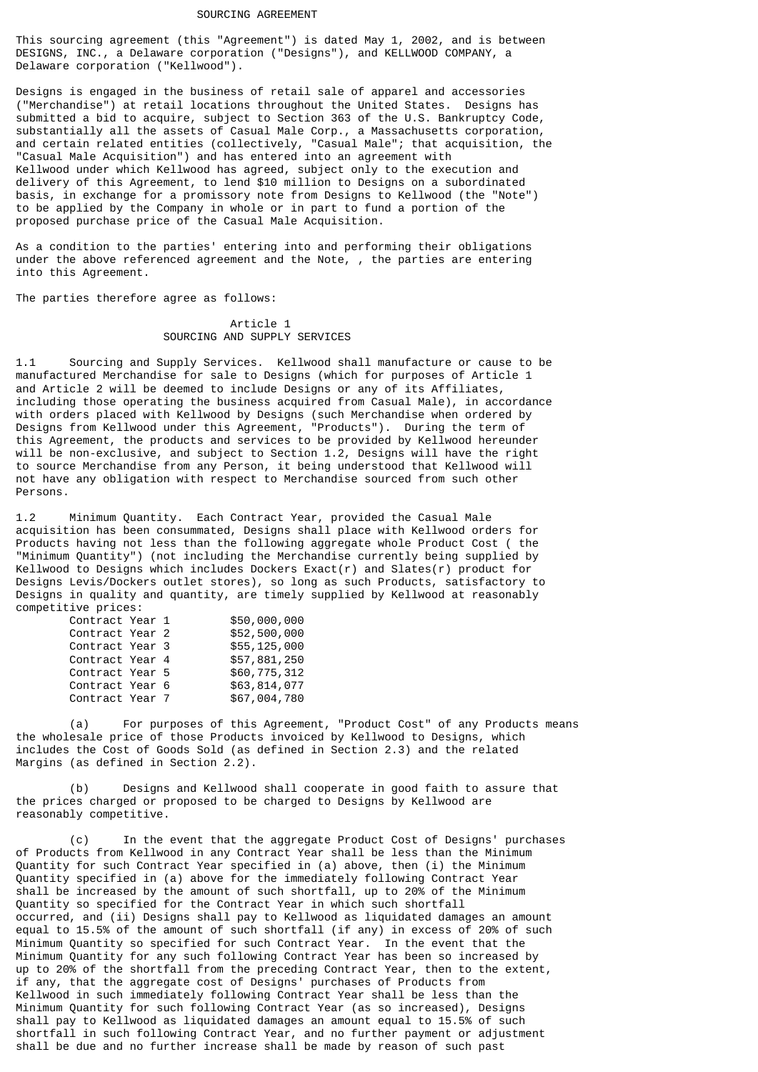# SOURCING AGREEMENT

This sourcing agreement (this "Agreement") is dated May 1, 2002, and is between DESIGNS, INC., a Delaware corporation ("Designs"), and KELLWOOD COMPANY, a Delaware corporation ("Kellwood").

Designs is engaged in the business of retail sale of apparel and accessories ("Merchandise") at retail locations throughout the United States. Designs has submitted a bid to acquire, subject to Section 363 of the U.S. Bankruptcy Code, substantially all the assets of Casual Male Corp., a Massachusetts corporation, and certain related entities (collectively, "Casual Male"; that acquisition, the "Casual Male Acquisition") and has entered into an agreement with Kellwood under which Kellwood has agreed, subject only to the execution and delivery of this Agreement, to lend $10 million to Designs on a subordinated basis, in exchange for a promissory note from Designs to Kellwood (the "Note") to be applied by the Company in whole or in part to fund a portion of the proposed purchase price of the Casual Male Acquisition.

As a condition to the parties' entering into and performing their obligations under the above referenced agreement and the Note, , the parties are entering into this Agreement.

The parties therefore agree as follows:

## Article 1
## SOURCING AND SUPPLY SERVICES

1.1 Sourcing and Supply Services. Kellwood shall manufacture or cause to be manufactured Merchandise for sale to Designs (which for purposes of Article 1 and Article 2 will be deemed to include Designs or any of its Affiliates, including those operating the business acquired from Casual Male), in accordance with orders placed with Kellwood by Designs (such Merchandise when ordered by Designs from Kellwood under this Agreement, "Products"). During the term of this Agreement, the products and services to be provided by Kellwood hereunder will be non-exclusive, and subject to Section 1.2, Designs will have the right to source Merchandise from any Person, it being understood that Kellwood will not have any obligation with respect to Merchandise sourced from such other Persons.

1.2 Minimum Quantity. Each Contract Year, provided the Casual Male acquisition has been consummated, Designs shall place with Kellwood orders for Products having not less than the following aggregate whole Product Cost ( the "Minimum Quantity") (not including the Merchandise currently being supplied by Kellwood to Designs which includes Dockers Exact(r) and Slates(r) product for Designs Levis/Dockers outlet stores), so long as such Products, satisfactory to Designs in quality and quantity, are timely supplied by Kellwood at reasonably competitive prices:

| | |
|---|---|
| Contract Year 1 | $50,000,000 |
| Contract Year 2 | $52,500,000 |
| Contract Year 3 | $55,125,000 |
| Contract Year 4 | $57,881,250 |
| Contract Year 5 | $60,775,312 |
| Contract Year 6 | $63,814,077 |
| Contract Year 7 | $67,004,780 |

(a) For purposes of this Agreement, "Product Cost" of any Products means the wholesale price of those Products invoiced by Kellwood to Designs, which includes the Cost of Goods Sold (as defined in Section 2.3) and the related Margins (as defined in Section 2.2).

(b) Designs and Kellwood shall cooperate in good faith to assure that the prices charged or proposed to be charged to Designs by Kellwood are reasonably competitive.

(c) In the event that the aggregate Product Cost of Designs' purchases of Products from Kellwood in any Contract Year shall be less than the Minimum Quantity for such Contract Year specified in (a) above, then (i) the Minimum Quantity specified in (a) above for the immediately following Contract Year shall be increased by the amount of such shortfall, up to 20% of the Minimum Quantity so specified for the Contract Year in which such shortfall occurred, and (ii) Designs shall pay to Kellwood as liquidated damages an amount equal to 15.5% of the amount of such shortfall (if any) in excess of 20% of such Minimum Quantity so specified for such Contract Year. In the event that the Minimum Quantity for any such following Contract Year has been so increased by up to 20% of the shortfall from the preceding Contract Year, then to the extent, if any, that the aggregate cost of Designs' purchases of Products from Kellwood in such immediately following Contract Year shall be less than the Minimum Quantity for such following Contract Year (as so increased), Designs shall pay to Kellwood as liquidated damages an amount equal to 15.5% of such shortfall in such following Contract Year, and no further payment or adjustment shall be due and no further increase shall be made by reason of such past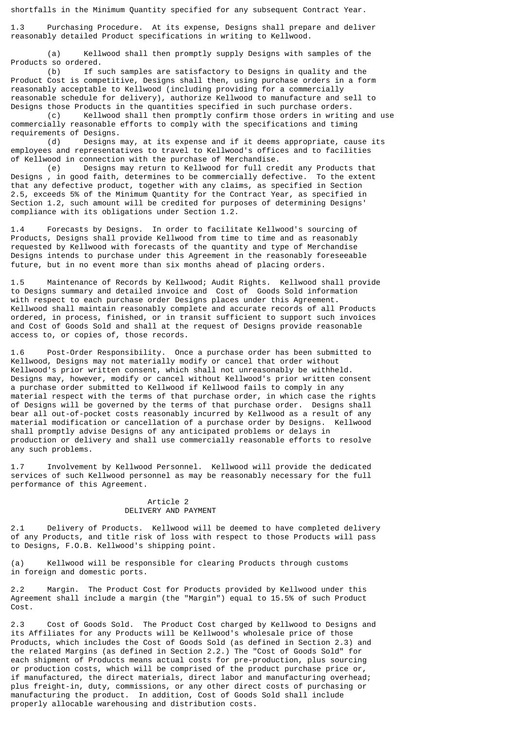shortfalls in the Minimum Quantity specified for any subsequent Contract Year.

1.3 Purchasing Procedure. At its expense, Designs shall prepare and deliver reasonably detailed Product specifications in writing to Kellwood.

(a) Kellwood shall then promptly supply Designs with samples of the Products so ordered.

(b) If such samples are satisfactory to Designs in quality and the Product Cost is competitive, Designs shall then, using purchase orders in a form reasonably acceptable to Kellwood (including providing for a commercially reasonable schedule for delivery), authorize Kellwood to manufacture and sell to Designs those Products in the quantities specified in such purchase orders.

(c) Kellwood shall then promptly confirm those orders in writing and use commercially reasonable efforts to comply with the specifications and timing requirements of Designs.

(d) Designs may, at its expense and if it deems appropriate, cause its employees and representatives to travel to Kellwood's offices and to facilities of Kellwood in connection with the purchase of Merchandise.

(e) Designs may return to Kellwood for full credit any Products that Designs , in good faith, determines to be commercially defective. To the extent that any defective product, together with any claims, as specified in Section 2.5, exceeds 5% of the Minimum Quantity for the Contract Year, as specified in Section 1.2, such amount will be credited for purposes of determining Designs' compliance with its obligations under Section 1.2.

1.4 Forecasts by Designs. In order to facilitate Kellwood's sourcing of Products, Designs shall provide Kellwood from time to time and as reasonably requested by Kellwood with forecasts of the quantity and type of Merchandise Designs intends to purchase under this Agreement in the reasonably foreseeable future, but in no event more than six months ahead of placing orders.

1.5 Maintenance of Records by Kellwood; Audit Rights. Kellwood shall provide to Designs summary and detailed invoice and Cost of Goods Sold information with respect to each purchase order Designs places under this Agreement. Kellwood shall maintain reasonably complete and accurate records of all Products ordered, in process, finished, or in transit sufficient to support such invoices and Cost of Goods Sold and shall at the request of Designs provide reasonable access to, or copies of, those records.

1.6 Post-Order Responsibility. Once a purchase order has been submitted to Kellwood, Designs may not materially modify or cancel that order without Kellwood's prior written consent, which shall not unreasonably be withheld. Designs may, however, modify or cancel without Kellwood's prior written consent a purchase order submitted to Kellwood if Kellwood fails to comply in any material respect with the terms of that purchase order, in which case the rights of Designs will be governed by the terms of that purchase order. Designs shall bear all out-of-pocket costs reasonably incurred by Kellwood as a result of any material modification or cancellation of a purchase order by Designs. Kellwood shall promptly advise Designs of any anticipated problems or delays in production or delivery and shall use commercially reasonable efforts to resolve any such problems.

1.7 Involvement by Kellwood Personnel. Kellwood will provide the dedicated services of such Kellwood personnel as may be reasonably necessary for the full performance of this Agreement.

## Article 2
## DELIVERY AND PAYMENT

2.1 Delivery of Products. Kellwood will be deemed to have completed delivery of any Products, and title risk of loss with respect to those Products will pass to Designs, F.O.B. Kellwood's shipping point.

(a) Kellwood will be responsible for clearing Products through customs in foreign and domestic ports.

2.2 Margin. The Product Cost for Products provided by Kellwood under this Agreement shall include a margin (the "Margin") equal to 15.5% of such Product Cost.

2.3 Cost of Goods Sold. The Product Cost charged by Kellwood to Designs and its Affiliates for any Products will be Kellwood's wholesale price of those Products, which includes the Cost of Goods Sold (as defined in Section 2.3) and the related Margins (as defined in Section 2.2.) The "Cost of Goods Sold" for each shipment of Products means actual costs for pre-production, plus sourcing or production costs, which will be comprised of the product purchase price or, if manufactured, the direct materials, direct labor and manufacturing overhead; plus freight-in, duty, commissions, or any other direct costs of purchasing or manufacturing the product. In addition, Cost of Goods Sold shall include properly allocable warehousing and distribution costs.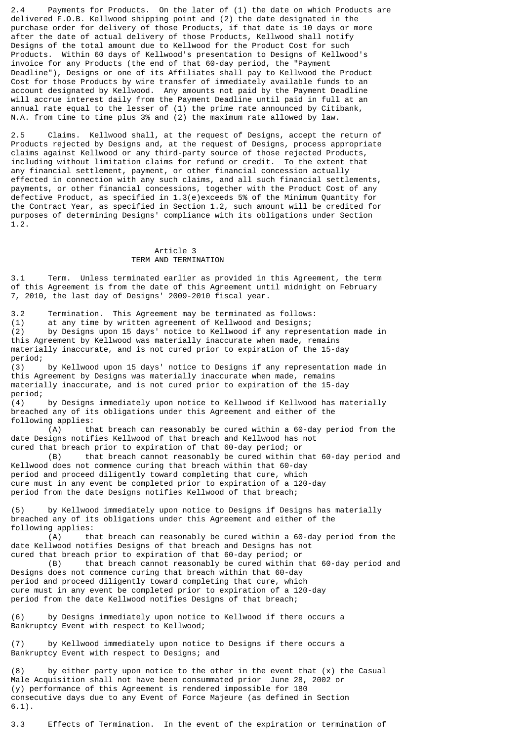2.4 Payments for Products. On the later of (1) the date on which Products are delivered F.O.B. Kellwood shipping point and (2) the date designated in the purchase order for delivery of those Products, if that date is 10 days or more after the date of actual delivery of those Products, Kellwood shall notify Designs of the total amount due to Kellwood for the Product Cost for such Products. Within 60 days of Kellwood's presentation to Designs of Kellwood's invoice for any Products (the end of that 60-day period, the "Payment Deadline"), Designs or one of its Affiliates shall pay to Kellwood the Product Cost for those Products by wire transfer of immediately available funds to an account designated by Kellwood. Any amounts not paid by the Payment Deadline will accrue interest daily from the Payment Deadline until paid in full at an annual rate equal to the lesser of (1) the prime rate announced by Citibank, N.A. from time to time plus 3% and (2) the maximum rate allowed by law.

2.5 Claims. Kellwood shall, at the request of Designs, accept the return of Products rejected by Designs and, at the request of Designs, process appropriate claims against Kellwood or any third-party source of those rejected Products, including without limitation claims for refund or credit. To the extent that any financial settlement, payment, or other financial concession actually effected in connection with any such claims, and all such financial settlements, payments, or other financial concessions, together with the Product Cost of any defective Product, as specified in 1.3(e)exceeds 5% of the Minimum Quantity for the Contract Year, as specified in Section 1.2, such amount will be credited for purposes of determining Designs' compliance with its obligations under Section 1.2.

## Article 3
## TERM AND TERMINATION

3.1 Term. Unless terminated earlier as provided in this Agreement, the term of this Agreement is from the date of this Agreement until midnight on February 7, 2010, the last day of Designs' 2009-2010 fiscal year.

3.2 Termination. This Agreement may be terminated as follows:

(1) at any time by written agreement of Kellwood and Designs;

(2) by Designs upon 15 days' notice to Kellwood if any representation made in this Agreement by Kellwood was materially inaccurate when made, remains materially inaccurate, and is not cured prior to expiration of the 15-day period;

(3) by Kellwood upon 15 days' notice to Designs if any representation made in this Agreement by Designs was materially inaccurate when made, remains materially inaccurate, and is not cured prior to expiration of the 15-day period;

(4) by Designs immediately upon notice to Kellwood if Kellwood has materially breached any of its obligations under this Agreement and either of the following applies:

(A) that breach can reasonably be cured within a 60-day period from the date Designs notifies Kellwood of that breach and Kellwood has not cured that breach prior to expiration of that 60-day period; or

(B) that breach cannot reasonably be cured within that 60-day period and Kellwood does not commence curing that breach within that 60-day period and proceed diligently toward completing that cure, which cure must in any event be completed prior to expiration of a 120-day period from the date Designs notifies Kellwood of that breach;

(5) by Kellwood immediately upon notice to Designs if Designs has materially breached any of its obligations under this Agreement and either of the following applies:

(A) that breach can reasonably be cured within a 60-day period from the date Kellwood notifies Designs of that breach and Designs has not cured that breach prior to expiration of that 60-day period; or

(B) that breach cannot reasonably be cured within that 60-day period and Designs does not commence curing that breach within that 60-day period and proceed diligently toward completing that cure, which cure must in any event be completed prior to expiration of a 120-day period from the date Kellwood notifies Designs of that breach;

(6) by Designs immediately upon notice to Kellwood if there occurs a Bankruptcy Event with respect to Kellwood;

(7) by Kellwood immediately upon notice to Designs if there occurs a Bankruptcy Event with respect to Designs; and

(8) by either party upon notice to the other in the event that (x) the Casual Male Acquisition shall not have been consummated prior June 28, 2002 or (y) performance of this Agreement is rendered impossible for 180 consecutive days due to any Event of Force Majeure (as defined in Section 6.1).

3.3 Effects of Termination. In the event of the expiration or termination of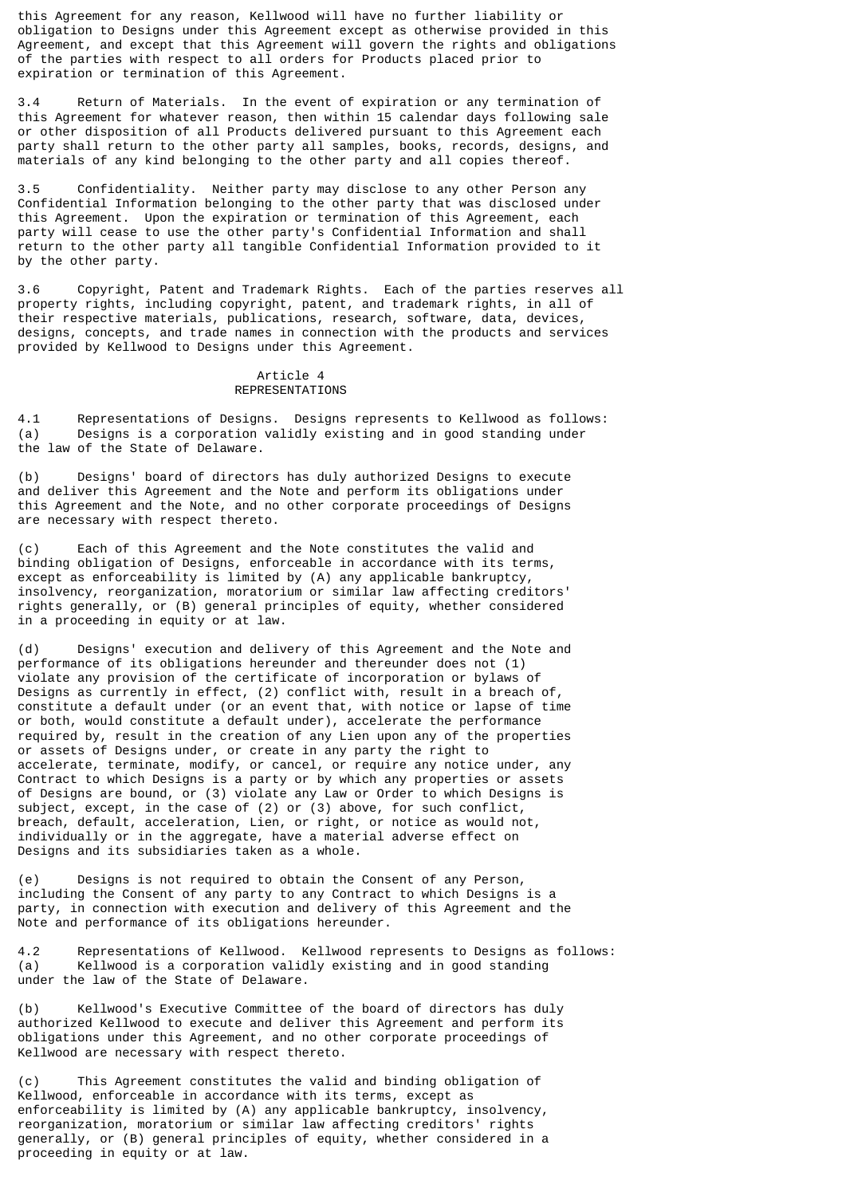this Agreement for any reason, Kellwood will have no further liability or obligation to Designs under this Agreement except as otherwise provided in this Agreement, and except that this Agreement will govern the rights and obligations of the parties with respect to all orders for Products placed prior to expiration or termination of this Agreement.

3.4 Return of Materials. In the event of expiration or any termination of this Agreement for whatever reason, then within 15 calendar days following sale or other disposition of all Products delivered pursuant to this Agreement each party shall return to the other party all samples, books, records, designs, and materials of any kind belonging to the other party and all copies thereof.

3.5 Confidentiality. Neither party may disclose to any other Person any Confidential Information belonging to the other party that was disclosed under this Agreement. Upon the expiration or termination of this Agreement, each party will cease to use the other party's Confidential Information and shall return to the other party all tangible Confidential Information provided to it by the other party.

3.6 Copyright, Patent and Trademark Rights. Each of the parties reserves all property rights, including copyright, patent, and trademark rights, in all of their respective materials, publications, research, software, data, devices, designs, concepts, and trade names in connection with the products and services provided by Kellwood to Designs under this Agreement.

## Article 4
## REPRESENTATIONS

4.1 Representations of Designs. Designs represents to Kellwood as follows:
(a) Designs is a corporation validly existing and in good standing under the law of the State of Delaware.

(b) Designs' board of directors has duly authorized Designs to execute and deliver this Agreement and the Note and perform its obligations under this Agreement and the Note, and no other corporate proceedings of Designs are necessary with respect thereto.

(c) Each of this Agreement and the Note constitutes the valid and binding obligation of Designs, enforceable in accordance with its terms, except as enforceability is limited by (A) any applicable bankruptcy, insolvency, reorganization, moratorium or similar law affecting creditors' rights generally, or (B) general principles of equity, whether considered in a proceeding in equity or at law.

(d) Designs' execution and delivery of this Agreement and the Note and performance of its obligations hereunder and thereunder does not (1) violate any provision of the certificate of incorporation or bylaws of Designs as currently in effect, (2) conflict with, result in a breach of, constitute a default under (or an event that, with notice or lapse of time or both, would constitute a default under), accelerate the performance required by, result in the creation of any Lien upon any of the properties or assets of Designs under, or create in any party the right to accelerate, terminate, modify, or cancel, or require any notice under, any Contract to which Designs is a party or by which any properties or assets of Designs are bound, or (3) violate any Law or Order to which Designs is subject, except, in the case of (2) or (3) above, for such conflict, breach, default, acceleration, Lien, or right, or notice as would not, individually or in the aggregate, have a material adverse effect on Designs and its subsidiaries taken as a whole.

(e) Designs is not required to obtain the Consent of any Person, including the Consent of any party to any Contract to which Designs is a party, in connection with execution and delivery of this Agreement and the Note and performance of its obligations hereunder.

4.2 Representations of Kellwood. Kellwood represents to Designs as follows:
(a) Kellwood is a corporation validly existing and in good standing under the law of the State of Delaware.

(b) Kellwood's Executive Committee of the board of directors has duly authorized Kellwood to execute and deliver this Agreement and perform its obligations under this Agreement, and no other corporate proceedings of Kellwood are necessary with respect thereto.

(c) This Agreement constitutes the valid and binding obligation of Kellwood, enforceable in accordance with its terms, except as enforceability is limited by (A) any applicable bankruptcy, insolvency, reorganization, moratorium or similar law affecting creditors' rights generally, or (B) general principles of equity, whether considered in a proceeding in equity or at law.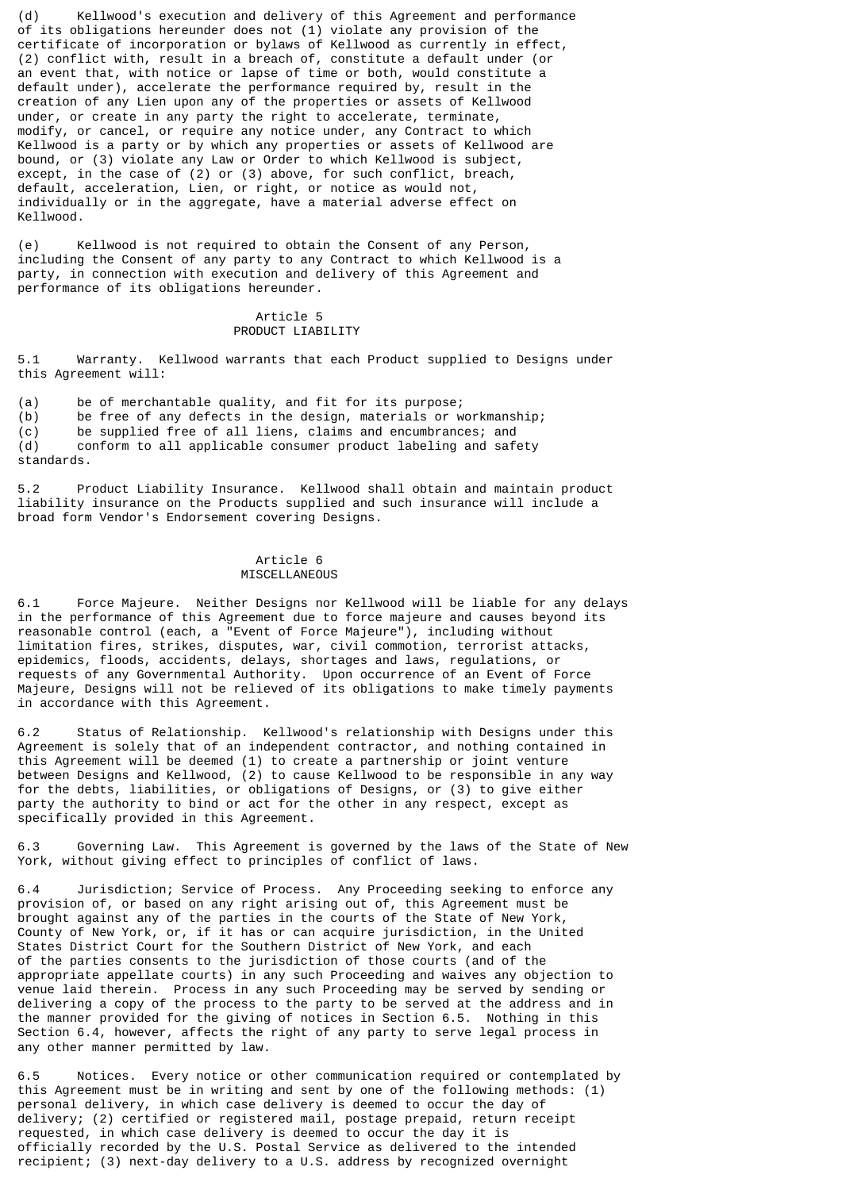(d) Kellwood's execution and delivery of this Agreement and performance of its obligations hereunder does not (1) violate any provision of the certificate of incorporation or bylaws of Kellwood as currently in effect, (2) conflict with, result in a breach of, constitute a default under (or an event that, with notice or lapse of time or both, would constitute a default under), accelerate the performance required by, result in the creation of any Lien upon any of the properties or assets of Kellwood under, or create in any party the right to accelerate, terminate, modify, or cancel, or require any notice under, any Contract to which Kellwood is a party or by which any properties or assets of Kellwood are bound, or (3) violate any Law or Order to which Kellwood is subject, except, in the case of (2) or (3) above, for such conflict, breach, default, acceleration, Lien, or right, or notice as would not, individually or in the aggregate, have a material adverse effect on Kellwood.

(e) Kellwood is not required to obtain the Consent of any Person, including the Consent of any party to any Contract to which Kellwood is a party, in connection with execution and delivery of this Agreement and performance of its obligations hereunder.

## Article 5
## PRODUCT LIABILITY

5.1 Warranty. Kellwood warrants that each Product supplied to Designs under this Agreement will:

(a) be of merchantable quality, and fit for its purpose;
(b) be free of any defects in the design, materials or workmanship;
(c) be supplied free of all liens, claims and encumbrances; and
(d) conform to all applicable consumer product labeling and safety standards.

5.2 Product Liability Insurance. Kellwood shall obtain and maintain product liability insurance on the Products supplied and such insurance will include a broad form Vendor's Endorsement covering Designs.

## Article 6
## MISCELLANEOUS

6.1 Force Majeure. Neither Designs nor Kellwood will be liable for any delays in the performance of this Agreement due to force majeure and causes beyond its reasonable control (each, a "Event of Force Majeure"), including without limitation fires, strikes, disputes, war, civil commotion, terrorist attacks, epidemics, floods, accidents, delays, shortages and laws, regulations, or requests of any Governmental Authority. Upon occurrence of an Event of Force Majeure, Designs will not be relieved of its obligations to make timely payments in accordance with this Agreement.

6.2 Status of Relationship. Kellwood's relationship with Designs under this Agreement is solely that of an independent contractor, and nothing contained in this Agreement will be deemed (1) to create a partnership or joint venture between Designs and Kellwood, (2) to cause Kellwood to be responsible in any way for the debts, liabilities, or obligations of Designs, or (3) to give either party the authority to bind or act for the other in any respect, except as specifically provided in this Agreement.

6.3 Governing Law. This Agreement is governed by the laws of the State of New York, without giving effect to principles of conflict of laws.

6.4 Jurisdiction; Service of Process. Any Proceeding seeking to enforce any provision of, or based on any right arising out of, this Agreement must be brought against any of the parties in the courts of the State of New York, County of New York, or, if it has or can acquire jurisdiction, in the United States District Court for the Southern District of New York, and each of the parties consents to the jurisdiction of those courts (and of the appropriate appellate courts) in any such Proceeding and waives any objection to venue laid therein. Process in any such Proceeding may be served by sending or delivering a copy of the process to the party to be served at the address and in the manner provided for the giving of notices in Section 6.5. Nothing in this Section 6.4, however, affects the right of any party to serve legal process in any other manner permitted by law.

6.5 Notices. Every notice or other communication required or contemplated by this Agreement must be in writing and sent by one of the following methods: (1) personal delivery, in which case delivery is deemed to occur the day of delivery; (2) certified or registered mail, postage prepaid, return receipt requested, in which case delivery is deemed to occur the day it is officially recorded by the U.S. Postal Service as delivered to the intended recipient; (3) next-day delivery to a U.S. address by recognized overnight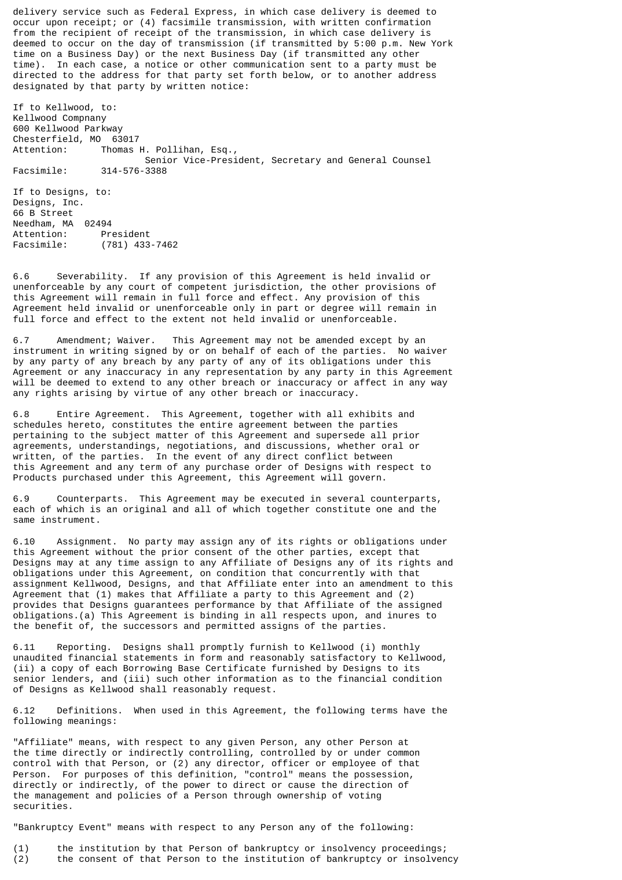delivery service such as Federal Express, in which case delivery is deemed to occur upon receipt; or (4) facsimile transmission, with written confirmation from the recipient of receipt of the transmission, in which case delivery is deemed to occur on the day of transmission (if transmitted by 5:00 p.m. New York time on a Business Day) or the next Business Day (if transmitted any other time). In each case, a notice or other communication sent to a party must be directed to the address for that party set forth below, or to another address designated by that party by written notice:

If to Kellwood, to:
Kellwood Compnany
600 Kellwood Parkway
Chesterfield, MO 63017
Attention: Thomas H. Pollihan, Esq.,
Senior Vice-President, Secretary and General Counsel
Facsimile: 314-576-3388

If to Designs, to:
Designs, Inc.
66 B Street
Needham, MA 02494
Attention: President
Facsimile: (781) 433-7462

6.6 Severability. If any provision of this Agreement is held invalid or unenforceable by any court of competent jurisdiction, the other provisions of this Agreement will remain in full force and effect. Any provision of this Agreement held invalid or unenforceable only in part or degree will remain in full force and effect to the extent not held invalid or unenforceable.

6.7 Amendment; Waiver. This Agreement may not be amended except by an instrument in writing signed by or on behalf of each of the parties. No waiver by any party of any breach by any party of any of its obligations under this Agreement or any inaccuracy in any representation by any party in this Agreement will be deemed to extend to any other breach or inaccuracy or affect in any way any rights arising by virtue of any other breach or inaccuracy.

6.8 Entire Agreement. This Agreement, together with all exhibits and schedules hereto, constitutes the entire agreement between the parties pertaining to the subject matter of this Agreement and supersede all prior agreements, understandings, negotiations, and discussions, whether oral or written, of the parties. In the event of any direct conflict between this Agreement and any term of any purchase order of Designs with respect to Products purchased under this Agreement, this Agreement will govern.

6.9 Counterparts. This Agreement may be executed in several counterparts, each of which is an original and all of which together constitute one and the same instrument.

6.10 Assignment. No party may assign any of its rights or obligations under this Agreement without the prior consent of the other parties, except that Designs may at any time assign to any Affiliate of Designs any of its rights and obligations under this Agreement, on condition that concurrently with that assignment Kellwood, Designs, and that Affiliate enter into an amendment to this Agreement that (1) makes that Affiliate a party to this Agreement and (2) provides that Designs guarantees performance by that Affiliate of the assigned obligations.(a) This Agreement is binding in all respects upon, and inures to the benefit of, the successors and permitted assigns of the parties.

6.11 Reporting. Designs shall promptly furnish to Kellwood (i) monthly unaudited financial statements in form and reasonably satisfactory to Kellwood, (ii) a copy of each Borrowing Base Certificate furnished by Designs to its senior lenders, and (iii) such other information as to the financial condition of Designs as Kellwood shall reasonably request.

6.12 Definitions. When used in this Agreement, the following terms have the following meanings:

"Affiliate" means, with respect to any given Person, any other Person at the time directly or indirectly controlling, controlled by or under common control with that Person, or (2) any director, officer or employee of that Person. For purposes of this definition, "control" means the possession, directly or indirectly, of the power to direct or cause the direction of the management and policies of a Person through ownership of voting securities.

"Bankruptcy Event" means with respect to any Person any of the following:

(1) the institution by that Person of bankruptcy or insolvency proceedings;
(2) the consent of that Person to the institution of bankruptcy or insolvency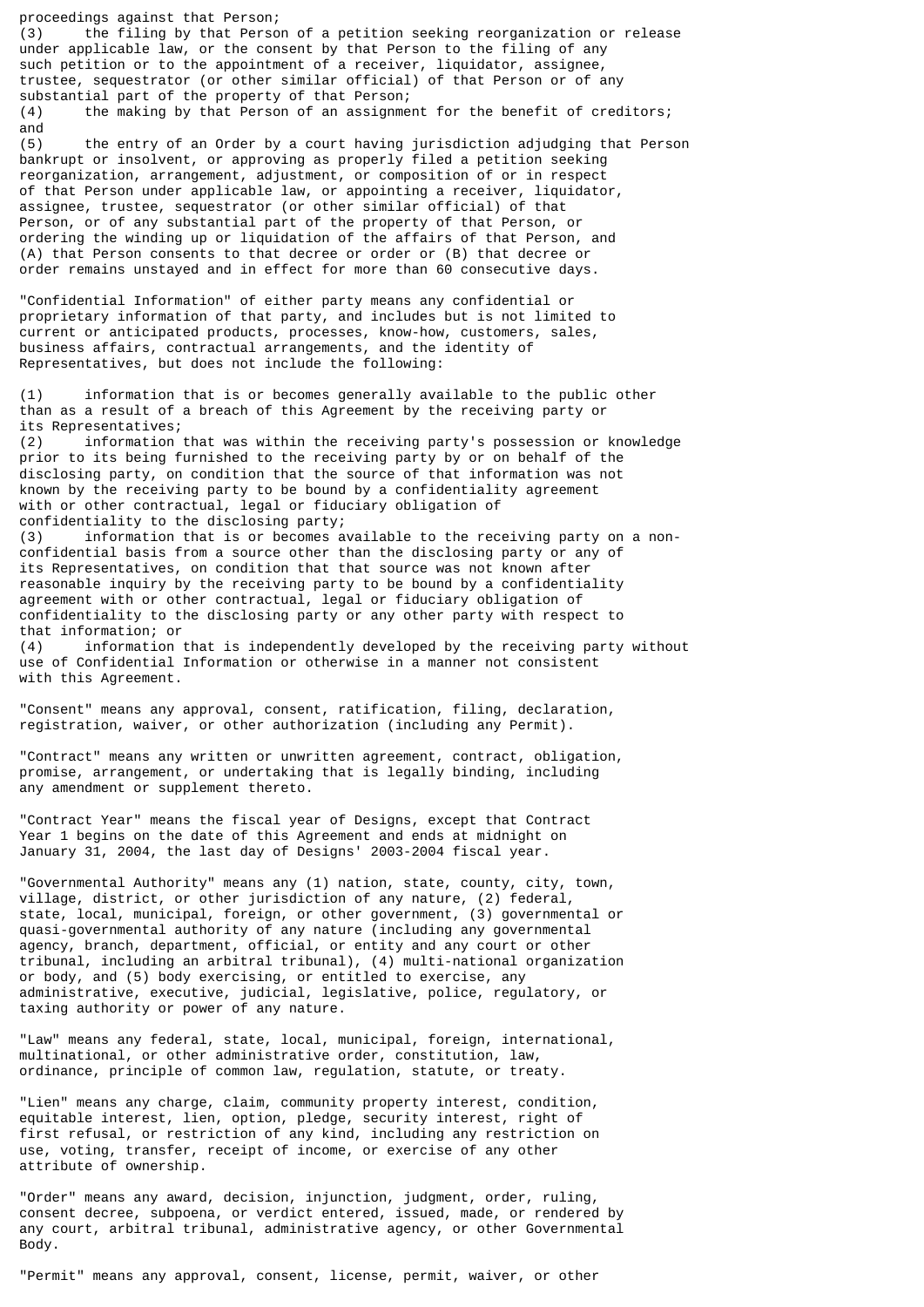proceedings against that Person;

(3) the filing by that Person of a petition seeking reorganization or release under applicable law, or the consent by that Person to the filing of any such petition or to the appointment of a receiver, liquidator, assignee, trustee, sequestrator (or other similar official) of that Person or of any substantial part of the property of that Person;

(4) the making by that Person of an assignment for the benefit of creditors; and

(5) the entry of an Order by a court having jurisdiction adjudging that Person bankrupt or insolvent, or approving as properly filed a petition seeking reorganization, arrangement, adjustment, or composition of or in respect of that Person under applicable law, or appointing a receiver, liquidator, assignee, trustee, sequestrator (or other similar official) of that Person, or of any substantial part of the property of that Person, or ordering the winding up or liquidation of the affairs of that Person, and (A) that Person consents to that decree or order or (B) that decree or order remains unstayed and in effect for more than 60 consecutive days.

"Confidential Information" of either party means any confidential or proprietary information of that party, and includes but is not limited to current or anticipated products, processes, know-how, customers, sales, business affairs, contractual arrangements, and the identity of Representatives, but does not include the following:

(1) information that is or becomes generally available to the public other than as a result of a breach of this Agreement by the receiving party or its Representatives;

(2) information that was within the receiving party's possession or knowledge prior to its being furnished to the receiving party by or on behalf of the disclosing party, on condition that the source of that information was not known by the receiving party to be bound by a confidentiality agreement with or other contractual, legal or fiduciary obligation of confidentiality to the disclosing party;

(3) information that is or becomes available to the receiving party on a non-confidential basis from a source other than the disclosing party or any of its Representatives, on condition that that source was not known after reasonable inquiry by the receiving party to be bound by a confidentiality agreement with or other contractual, legal or fiduciary obligation of confidentiality to the disclosing party or any other party with respect to that information; or

(4) information that is independently developed by the receiving party without use of Confidential Information or otherwise in a manner not consistent with this Agreement.

"Consent" means any approval, consent, ratification, filing, declaration, registration, waiver, or other authorization (including any Permit).

"Contract" means any written or unwritten agreement, contract, obligation, promise, arrangement, or undertaking that is legally binding, including any amendment or supplement thereto.

"Contract Year" means the fiscal year of Designs, except that Contract Year 1 begins on the date of this Agreement and ends at midnight on January 31, 2004, the last day of Designs' 2003-2004 fiscal year.

"Governmental Authority" means any (1) nation, state, county, city, town, village, district, or other jurisdiction of any nature, (2) federal, state, local, municipal, foreign, or other government, (3) governmental or quasi-governmental authority of any nature (including any governmental agency, branch, department, official, or entity and any court or other tribunal, including an arbitral tribunal), (4) multi-national organization or body, and (5) body exercising, or entitled to exercise, any administrative, executive, judicial, legislative, police, regulatory, or taxing authority or power of any nature.

"Law" means any federal, state, local, municipal, foreign, international, multinational, or other administrative order, constitution, law, ordinance, principle of common law, regulation, statute, or treaty.

"Lien" means any charge, claim, community property interest, condition, equitable interest, lien, option, pledge, security interest, right of first refusal, or restriction of any kind, including any restriction on use, voting, transfer, receipt of income, or exercise of any other attribute of ownership.

"Order" means any award, decision, injunction, judgment, order, ruling, consent decree, subpoena, or verdict entered, issued, made, or rendered by any court, arbitral tribunal, administrative agency, or other Governmental Body.

"Permit" means any approval, consent, license, permit, waiver, or other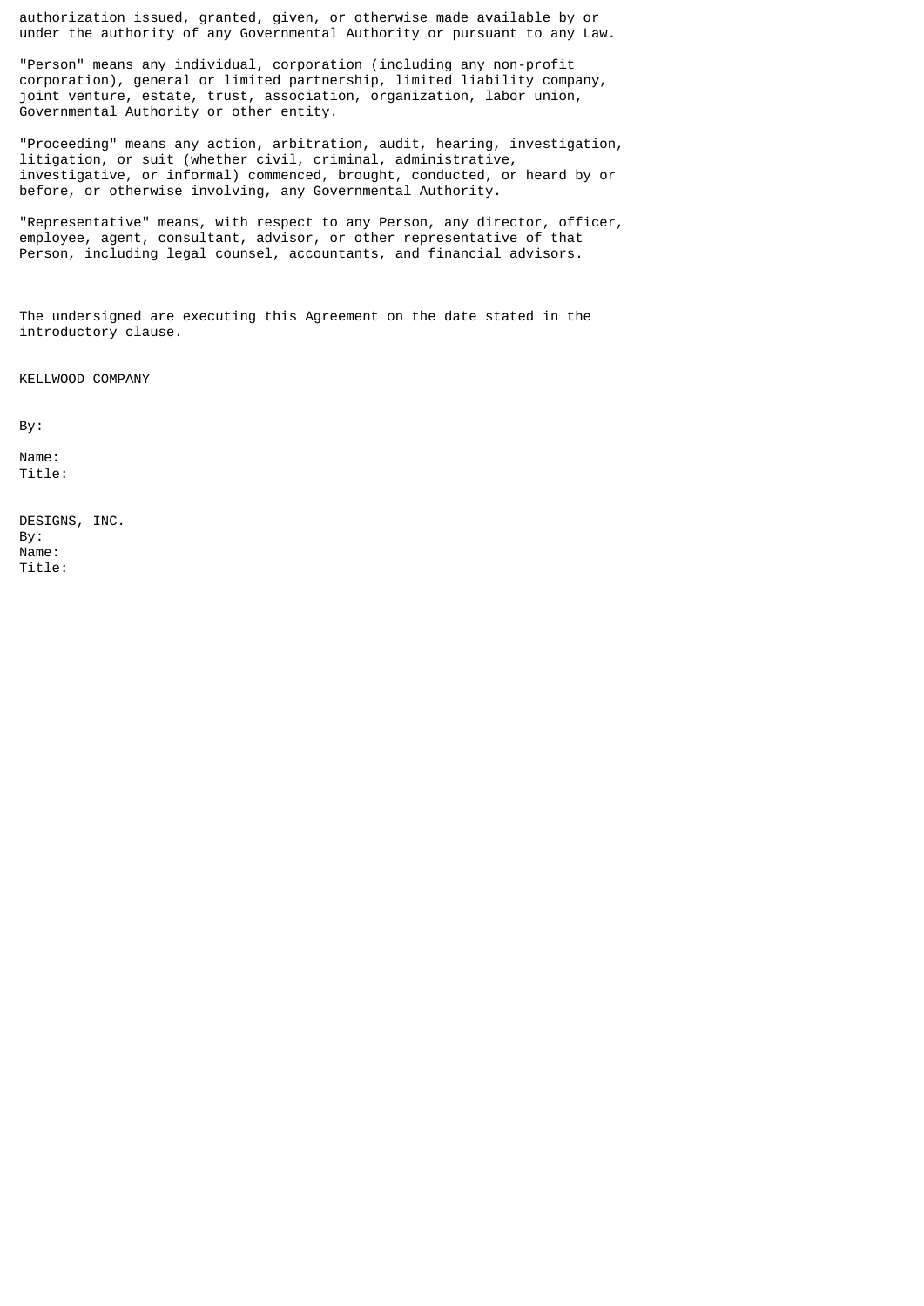authorization issued, granted, given, or otherwise made available by or under the authority of any Governmental Authority or pursuant to any Law.

"Person" means any individual, corporation (including any non-profit corporation), general or limited partnership, limited liability company, joint venture, estate, trust, association, organization, labor union, Governmental Authority or other entity.

"Proceeding" means any action, arbitration, audit, hearing, investigation, litigation, or suit (whether civil, criminal, administrative, investigative, or informal) commenced, brought, conducted, or heard by or before, or otherwise involving, any Governmental Authority.

"Representative" means, with respect to any Person, any director, officer, employee, agent, consultant, advisor, or other representative of that Person, including legal counsel, accountants, and financial advisors.

The undersigned are executing this Agreement on the date stated in the introductory clause.

KELLWOOD COMPANY

By:

Name:
Title:

DESIGNS, INC.
By:
Name:
Title: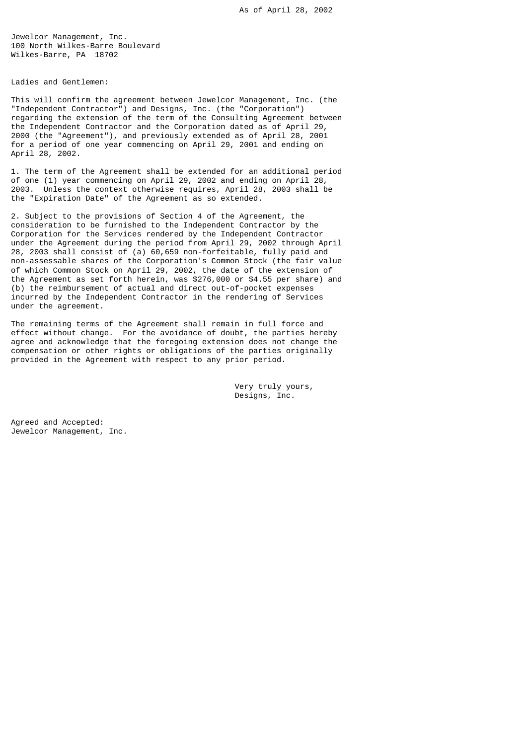As of April 28, 2002

Jewelcor Management, Inc.
100 North Wilkes-Barre Boulevard
Wilkes-Barre, PA 18702

Ladies and Gentlemen:

This will confirm the agreement between Jewelcor Management, Inc. (the "Independent Contractor") and Designs, Inc. (the "Corporation") regarding the extension of the term of the Consulting Agreement between the Independent Contractor and the Corporation dated as of April 29, 2000 (the "Agreement"), and previously extended as of April 28, 2001 for a period of one year commencing on April 29, 2001 and ending on April 28, 2002.

1. The term of the Agreement shall be extended for an additional period of one (1) year commencing on April 29, 2002 and ending on April 28, 2003. Unless the context otherwise requires, April 28, 2003 shall be the "Expiration Date" of the Agreement as so extended.

2. Subject to the provisions of Section 4 of the Agreement, the consideration to be furnished to the Independent Contractor by the Corporation for the Services rendered by the Independent Contractor under the Agreement during the period from April 29, 2002 through April 28, 2003 shall consist of (a) 60,659 non-forfeitable, fully paid and non-assessable shares of the Corporation's Common Stock (the fair value of which Common Stock on April 29, 2002, the date of the extension of the Agreement as set forth herein, was $276,000 or $4.55 per share) and (b) the reimbursement of actual and direct out-of-pocket expenses incurred by the Independent Contractor in the rendering of Services under the agreement.

The remaining terms of the Agreement shall remain in full force and effect without change. For the avoidance of doubt, the parties hereby agree and acknowledge that the foregoing extension does not change the compensation or other rights or obligations of the parties originally provided in the Agreement with respect to any prior period.

Very truly yours,
Designs, Inc.

Agreed and Accepted:
Jewelcor Management, Inc.